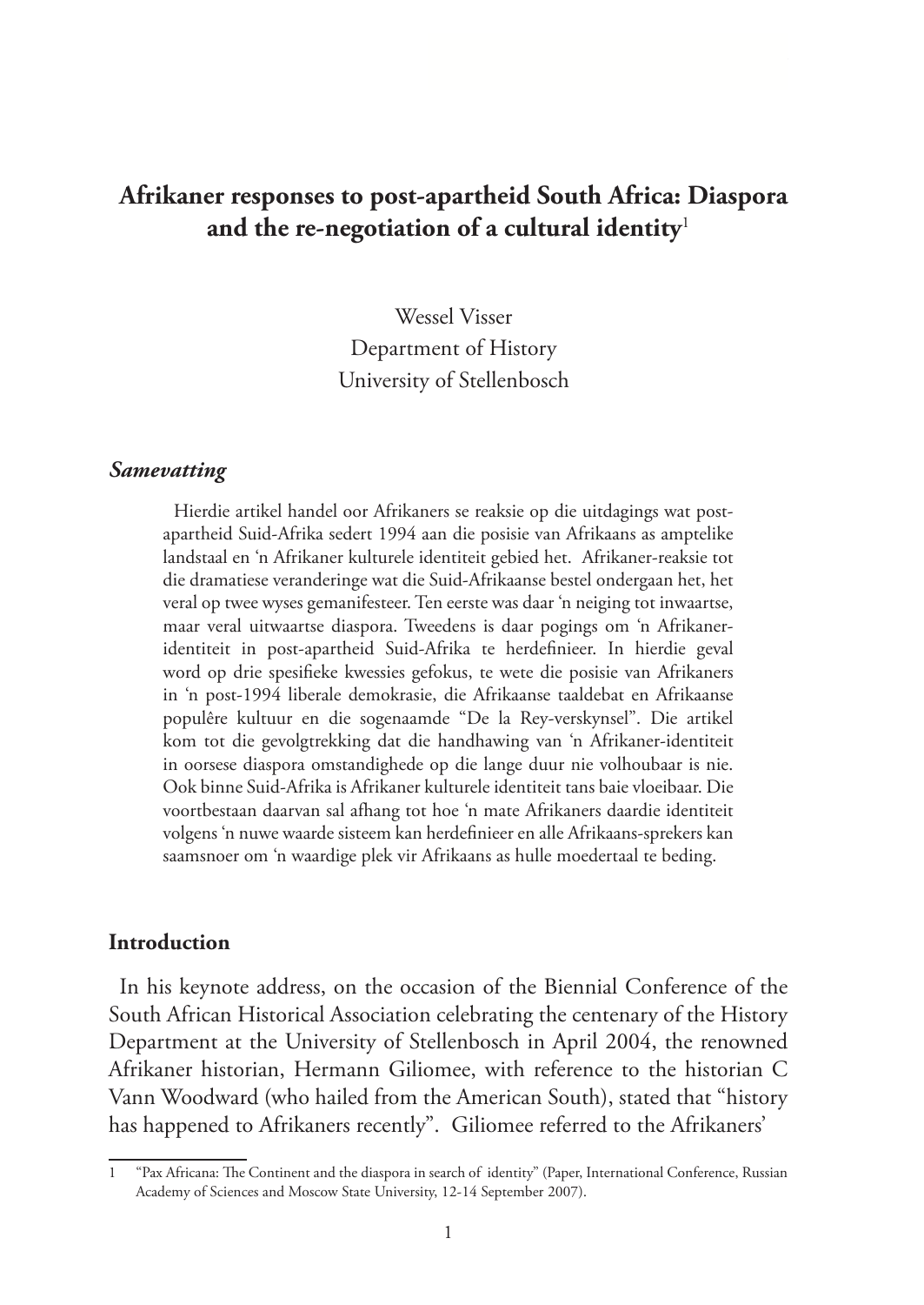# Afrikaner responses to post-apartheid South Africa: Diaspora and the re-negotiation of a cultural identity[1]

Wessel Visser
Department of History
University of Stellenbosch

### *Samevatting*

Hierdie artikel handel oor Afrikaners se reaksie op die uitdagings wat post-apartheid Suid-Afrika sedert 1994 aan die posisie van Afrikaans as amptelike landstaal en 'n Afrikaner kulturele identiteit gebied het. Afrikaner-reaksie tot die dramatiese veranderinge wat die Suid-Afrikaanse bestel ondergaan het, het veral op twee wyses gemanifesteer. Ten eerste was daar 'n neiging tot inwaartse, maar veral uitwaartse diaspora. Tweedens is daar pogings om 'n Afrikaner-identiteit in post-apartheid Suid-Afrika te herdefinieer. In hierdie geval word op drie spesifieke kwessies gefokus, te wete die posisie van Afrikaners in 'n post-1994 liberale demokrasie, die Afrikaanse taaldebat en Afrikaanse populêre kultuur en die sogenaamde "De la Rey-verskynsel". Die artikel kom tot die gevolgtrekking dat die handhawing van 'n Afrikaner-identiteit in oorsese diaspora omstandighede op die lange duur nie volhoubaar is nie. Ook binne Suid-Afrika is Afrikaner kulturele identiteit tans baie vloeibaar. Die voortbestaan daarvan sal afhang tot hoe 'n mate Afrikaners daardie identiteit volgens 'n nuwe waarde sisteem kan herdefinieer en alle Afrikaans-sprekers kan saamsnoer om 'n waardige plek vir Afrikaans as hulle moedertaal te beding.

## Introduction

In his keynote address, on the occasion of the Biennial Conference of the South African Historical Association celebrating the centenary of the History Department at the University of Stellenbosch in April 2004, the renowned Afrikaner historian, Hermann Giliomee, with reference to the historian C Vann Woodward (who hailed from the American South), stated that "history has happened to Afrikaners recently". Giliomee referred to the Afrikaners'

---

1 "Pax Africana: The Continent and the diaspora in search of identity" (Paper, International Conference, Russian Academy of Sciences and Moscow State University, 12-14 September 2007).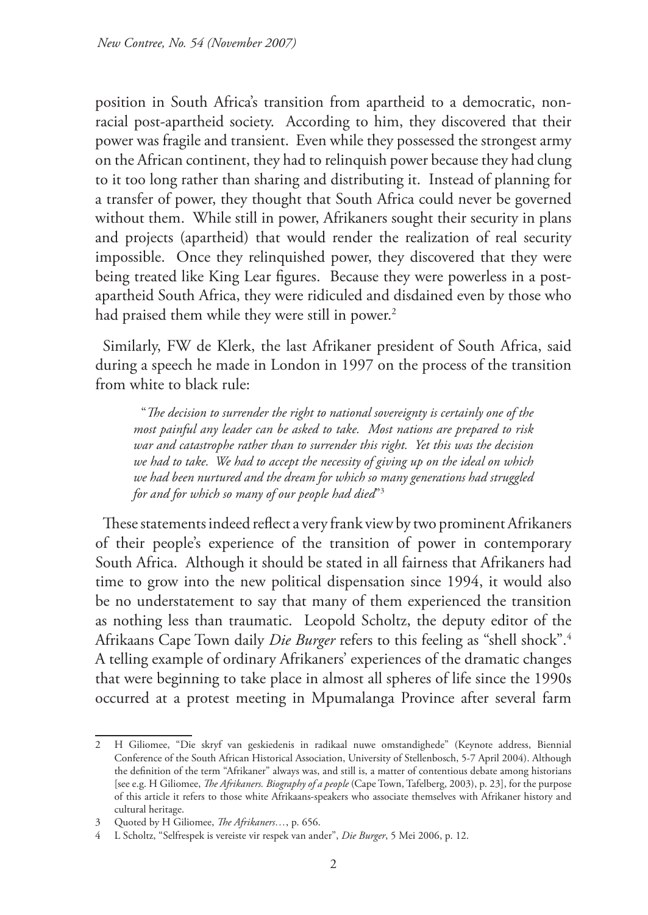position in South Africa's transition from apartheid to a democratic, non-racial post-apartheid society. According to him, they discovered that their power was fragile and transient. Even while they possessed the strongest army on the African continent, they had to relinquish power because they had clung to it too long rather than sharing and distributing it. Instead of planning for a transfer of power, they thought that South Africa could never be governed without them. While still in power, Afrikaners sought their security in plans and projects (apartheid) that would render the realization of real security impossible. Once they relinquished power, they discovered that they were being treated like King Lear figures. Because they were powerless in a post-apartheid South Africa, they were ridiculed and disdained even by those who had praised them while they were still in power.[2]

Similarly, FW de Klerk, the last Afrikaner president of South Africa, said during a speech he made in London in 1997 on the process of the transition from white to black rule:

> "*The decision to surrender the right to national sovereignty is certainly one of the most painful any leader can be asked to take. Most nations are prepared to risk war and catastrophe rather than to surrender this right. Yet this was the decision we had to take. We had to accept the necessity of giving up on the ideal on which we had been nurtured and the dream for which so many generations had struggled for and for which so many of our people had died*"[3]

These statements indeed reflect a very frank view by two prominent Afrikaners of their people's experience of the transition of power in contemporary South Africa. Although it should be stated in all fairness that Afrikaners had time to grow into the new political dispensation since 1994, it would also be no understatement to say that many of them experienced the transition as nothing less than traumatic. Leopold Scholtz, the deputy editor of the Afrikaans Cape Town daily *Die Burger* refers to this feeling as "shell shock".[4] A telling example of ordinary Afrikaners' experiences of the dramatic changes that were beginning to take place in almost all spheres of life since the 1990s occurred at a protest meeting in Mpumalanga Province after several farm

---

2 H Giliomee, "Die skryf van geskiedenis in radikaal nuwe omstandighede" (Keynote address, Biennial Conference of the South African Historical Association, University of Stellenbosch, 5-7 April 2004). Although the definition of the term "Afrikaner" always was, and still is, a matter of contentious debate among historians [see e.g. H Giliomee, *The Afrikaners. Biography of a people* (Cape Town, Tafelberg, 2003), p. 23], for the purpose of this article it refers to those white Afrikaans-speakers who associate themselves with Afrikaner history and cultural heritage.

3 Quoted by H Giliomee, *The Afrikaners…*, p. 656.

4 L Scholtz, "Selfrespek is vereiste vir respek van ander", *Die Burger*, 5 Mei 2006, p. 12.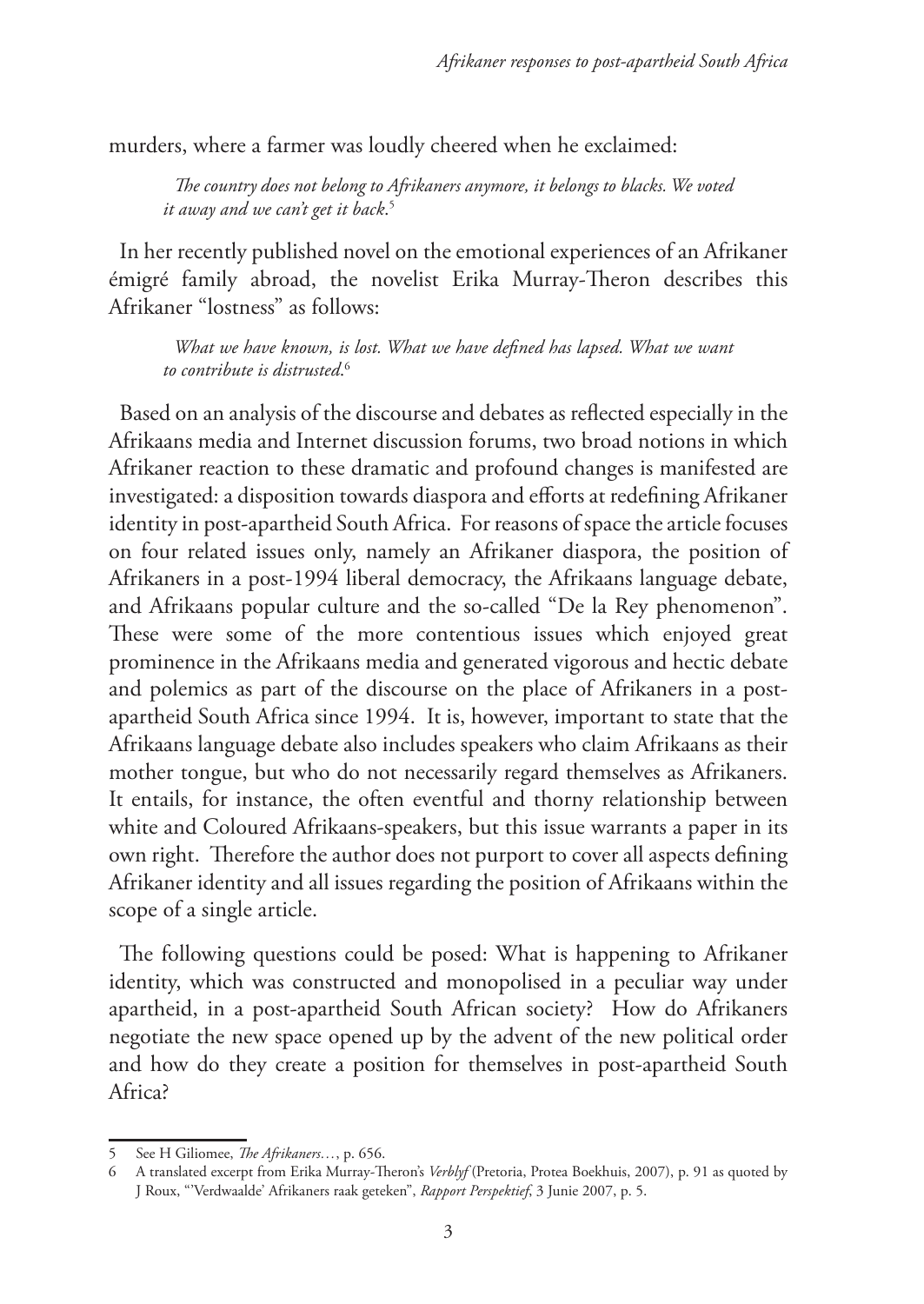murders, where a farmer was loudly cheered when he exclaimed:

> *The country does not belong to Afrikaners anymore, it belongs to blacks. We voted it away and we can't get it back.*[5]

In her recently published novel on the emotional experiences of an Afrikaner émigré family abroad, the novelist Erika Murray-Theron describes this Afrikaner "lostness" as follows:

> *What we have known, is lost. What we have defined has lapsed. What we want to contribute is distrusted.*[6]

Based on an analysis of the discourse and debates as reflected especially in the Afrikaans media and Internet discussion forums, two broad notions in which Afrikaner reaction to these dramatic and profound changes is manifested are investigated: a disposition towards diaspora and efforts at redefining Afrikaner identity in post-apartheid South Africa. For reasons of space the article focuses on four related issues only, namely an Afrikaner diaspora, the position of Afrikaners in a post-1994 liberal democracy, the Afrikaans language debate, and Afrikaans popular culture and the so-called "De la Rey phenomenon". These were some of the more contentious issues which enjoyed great prominence in the Afrikaans media and generated vigorous and hectic debate and polemics as part of the discourse on the place of Afrikaners in a post-apartheid South Africa since 1994. It is, however, important to state that the Afrikaans language debate also includes speakers who claim Afrikaans as their mother tongue, but who do not necessarily regard themselves as Afrikaners. It entails, for instance, the often eventful and thorny relationship between white and Coloured Afrikaans-speakers, but this issue warrants a paper in its own right. Therefore the author does not purport to cover all aspects defining Afrikaner identity and all issues regarding the position of Afrikaans within the scope of a single article.

The following questions could be posed: What is happening to Afrikaner identity, which was constructed and monopolised in a peculiar way under apartheid, in a post-apartheid South African society? How do Afrikaners negotiate the new space opened up by the advent of the new political order and how do they create a position for themselves in post-apartheid South Africa?

---

5 See H Giliomee, *The Afrikaners…*, p. 656.

6 A translated excerpt from Erika Murray-Theron's *Verblyf* (Pretoria, Protea Boekhuis, 2007), p. 91 as quoted by J Roux, "'Verdwaalde' Afrikaners raak geteken", *Rapport Perspektief*, 3 Junie 2007, p. 5.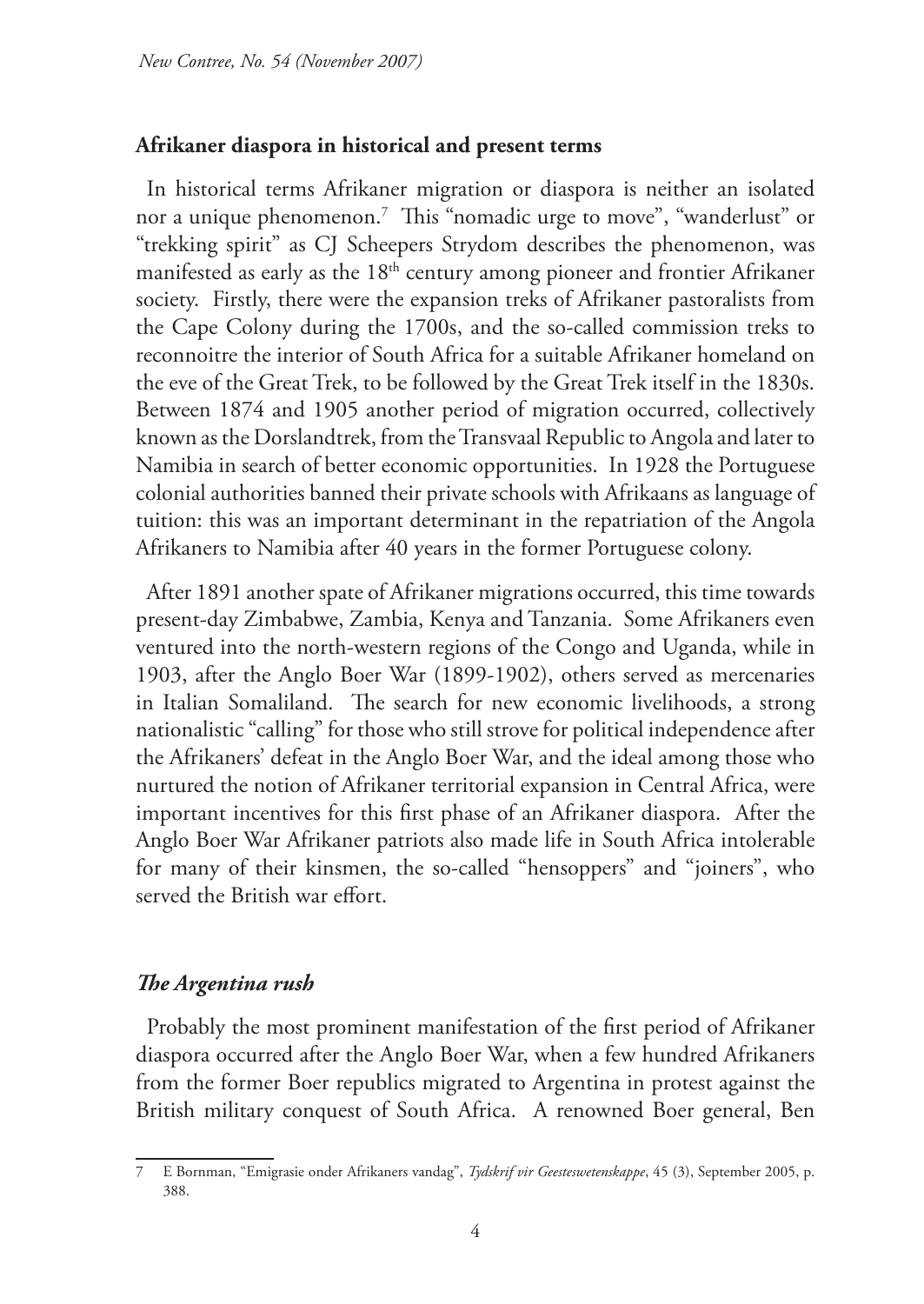## Afrikaner diaspora in historical and present terms

In historical terms Afrikaner migration or diaspora is neither an isolated nor a unique phenomenon.[7] This "nomadic urge to move", "wanderlust" or "trekking spirit" as CJ Scheepers Strydom describes the phenomenon, was manifested as early as the 18th century among pioneer and frontier Afrikaner society. Firstly, there were the expansion treks of Afrikaner pastoralists from the Cape Colony during the 1700s, and the so-called commission treks to reconnoitre the interior of South Africa for a suitable Afrikaner homeland on the eve of the Great Trek, to be followed by the Great Trek itself in the 1830s. Between 1874 and 1905 another period of migration occurred, collectively known as the Dorslandtrek, from the Transvaal Republic to Angola and later to Namibia in search of better economic opportunities. In 1928 the Portuguese colonial authorities banned their private schools with Afrikaans as language of tuition: this was an important determinant in the repatriation of the Angola Afrikaners to Namibia after 40 years in the former Portuguese colony.

After 1891 another spate of Afrikaner migrations occurred, this time towards present-day Zimbabwe, Zambia, Kenya and Tanzania. Some Afrikaners even ventured into the north-western regions of the Congo and Uganda, while in 1903, after the Anglo Boer War (1899-1902), others served as mercenaries in Italian Somaliland. The search for new economic livelihoods, a strong nationalistic "calling" for those who still strove for political independence after the Afrikaners' defeat in the Anglo Boer War, and the ideal among those who nurtured the notion of Afrikaner territorial expansion in Central Africa, were important incentives for this first phase of an Afrikaner diaspora. After the Anglo Boer War Afrikaner patriots also made life in South Africa intolerable for many of their kinsmen, the so-called "hensoppers" and "joiners", who served the British war effort.

### *The Argentina rush*

Probably the most prominent manifestation of the first period of Afrikaner diaspora occurred after the Anglo Boer War, when a few hundred Afrikaners from the former Boer republics migrated to Argentina in protest against the British military conquest of South Africa. A renowned Boer general, Ben

---

7 E Bornman, "Emigrasie onder Afrikaners vandag", *Tydskrif vir Geesteswetenskappe*, 45 (3), September 2005, p. 388.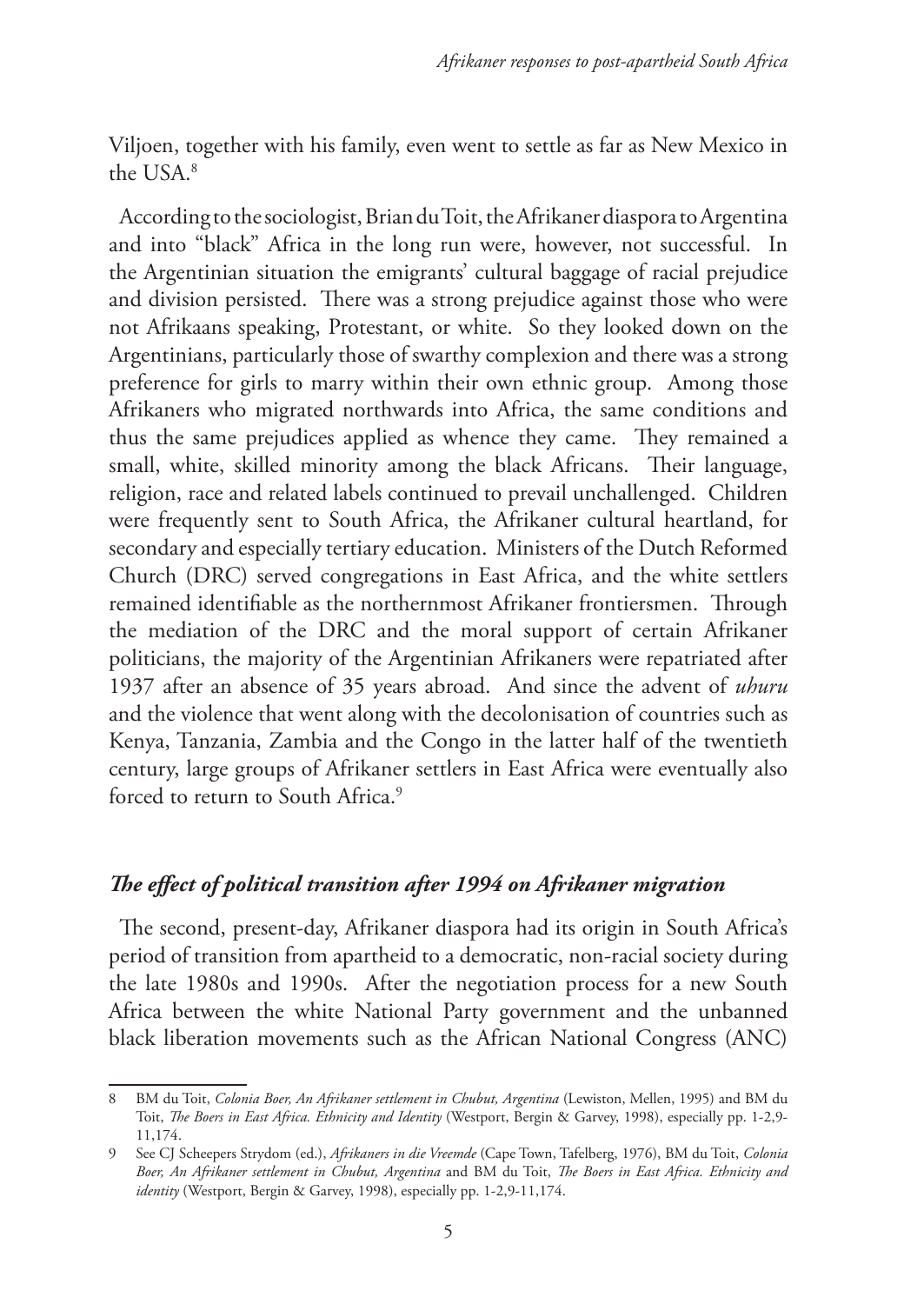Viljoen, together with his family, even went to settle as far as New Mexico in the USA.[8]

According to the sociologist, Brian du Toit, the Afrikaner diaspora to Argentina and into "black" Africa in the long run were, however, not successful. In the Argentinian situation the emigrants' cultural baggage of racial prejudice and division persisted. There was a strong prejudice against those who were not Afrikaans speaking, Protestant, or white. So they looked down on the Argentinians, particularly those of swarthy complexion and there was a strong preference for girls to marry within their own ethnic group. Among those Afrikaners who migrated northwards into Africa, the same conditions and thus the same prejudices applied as whence they came. They remained a small, white, skilled minority among the black Africans. Their language, religion, race and related labels continued to prevail unchallenged. Children were frequently sent to South Africa, the Afrikaner cultural heartland, for secondary and especially tertiary education. Ministers of the Dutch Reformed Church (DRC) served congregations in East Africa, and the white settlers remained identifiable as the northernmost Afrikaner frontiersmen. Through the mediation of the DRC and the moral support of certain Afrikaner politicians, the majority of the Argentinian Afrikaners were repatriated after 1937 after an absence of 35 years abroad. And since the advent of *uhuru* and the violence that went along with the decolonisation of countries such as Kenya, Tanzania, Zambia and the Congo in the latter half of the twentieth century, large groups of Afrikaner settlers in East Africa were eventually also forced to return to South Africa.[9]

## *The effect of political transition after 1994 on Afrikaner migration*

The second, present-day, Afrikaner diaspora had its origin in South Africa's period of transition from apartheid to a democratic, non-racial society during the late 1980s and 1990s. After the negotiation process for a new South Africa between the white National Party government and the unbanned black liberation movements such as the African National Congress (ANC)

---

8 BM du Toit, *Colonia Boer, An Afrikaner settlement in Chubut, Argentina* (Lewiston, Mellen, 1995) and BM du Toit, *The Boers in East Africa. Ethnicity and Identity* (Westport, Bergin & Garvey, 1998), especially pp. 1-2,9-11,174.

9 See CJ Scheepers Strydom (ed.), *Afrikaners in die Vreemde* (Cape Town, Tafelberg, 1976), BM du Toit, *Colonia Boer, An Afrikaner settlement in Chubut, Argentina* and BM du Toit, *The Boers in East Africa. Ethnicity and identity* (Westport, Bergin & Garvey, 1998), especially pp. 1-2,9-11,174.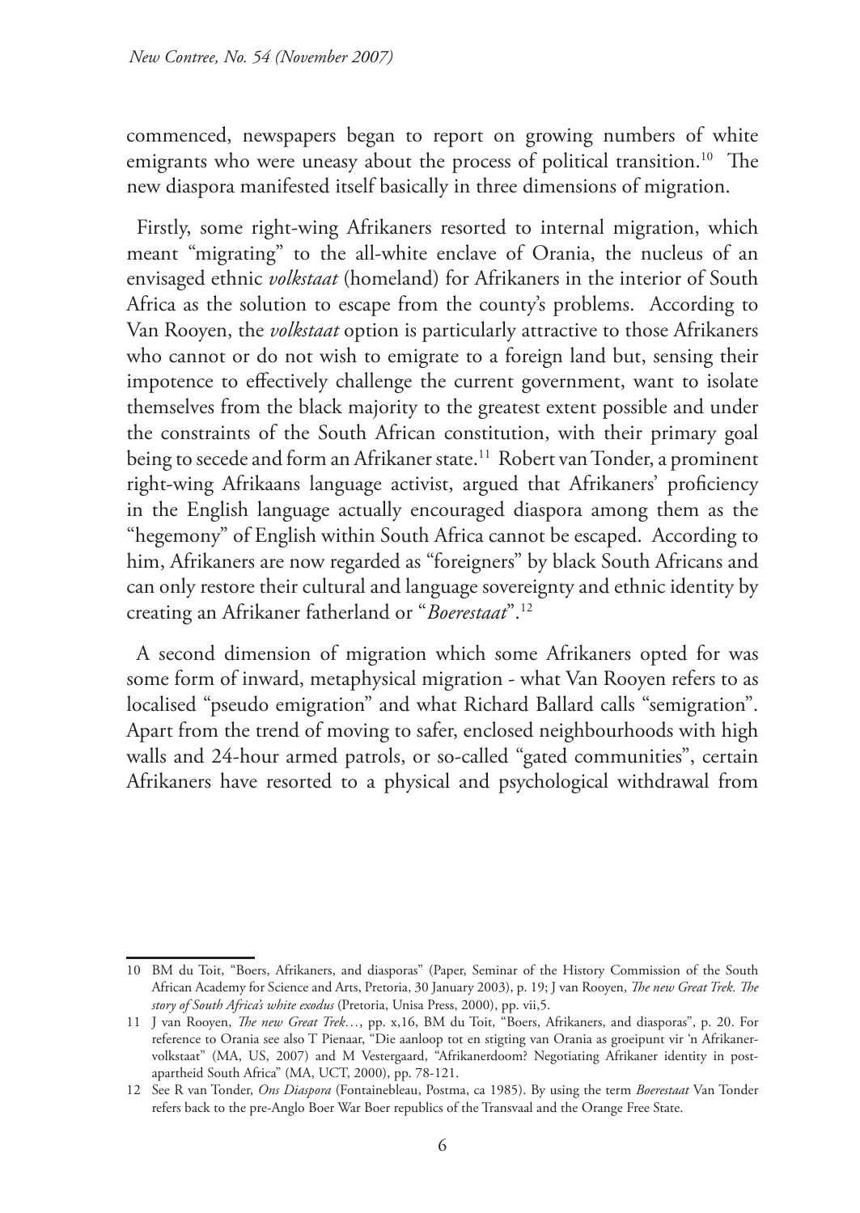commenced, newspapers began to report on growing numbers of white emigrants who were uneasy about the process of political transition.[10] The new diaspora manifested itself basically in three dimensions of migration.

Firstly, some right-wing Afrikaners resorted to internal migration, which meant "migrating" to the all-white enclave of Orania, the nucleus of an envisaged ethnic *volkstaat* (homeland) for Afrikaners in the interior of South Africa as the solution to escape from the county's problems. According to Van Rooyen, the *volkstaat* option is particularly attractive to those Afrikaners who cannot or do not wish to emigrate to a foreign land but, sensing their impotence to effectively challenge the current government, want to isolate themselves from the black majority to the greatest extent possible and under the constraints of the South African constitution, with their primary goal being to secede and form an Afrikaner state.[11] Robert van Tonder, a prominent right-wing Afrikaans language activist, argued that Afrikaners' proficiency in the English language actually encouraged diaspora among them as the "hegemony" of English within South Africa cannot be escaped. According to him, Afrikaners are now regarded as "foreigners" by black South Africans and can only restore their cultural and language sovereignty and ethnic identity by creating an Afrikaner fatherland or "*Boerestaat*".[12]

A second dimension of migration which some Afrikaners opted for was some form of inward, metaphysical migration - what Van Rooyen refers to as localised "pseudo emigration" and what Richard Ballard calls "semigration". Apart from the trend of moving to safer, enclosed neighbourhoods with high walls and 24-hour armed patrols, or so-called "gated communities", certain Afrikaners have resorted to a physical and psychological withdrawal from

---

10 BM du Toit, "Boers, Afrikaners, and diasporas" (Paper, Seminar of the History Commission of the South African Academy for Science and Arts, Pretoria, 30 January 2003), p. 19; J van Rooyen, *The new Great Trek. The story of South Africa's white exodus* (Pretoria, Unisa Press, 2000), pp. vii,5.

11 J van Rooyen, *The new Great Trek*…, pp. x,16, BM du Toit, "Boers, Afrikaners, and diasporas", p. 20. For reference to Orania see also T Pienaar, "Die aanloop tot en stigting van Orania as groeipunt vir 'n Afrikaner-volkstaat" (MA, US, 2007) and M Vestergaard, "Afrikanerdoom? Negotiating Afrikaner identity in post-apartheid South Africa" (MA, UCT, 2000), pp. 78-121.

12 See R van Tonder, *Ons Diaspora* (Fontainebleau, Postma, ca 1985). By using the term *Boerestaat* Van Tonder refers back to the pre-Anglo Boer War Boer republics of the Transvaal and the Orange Free State.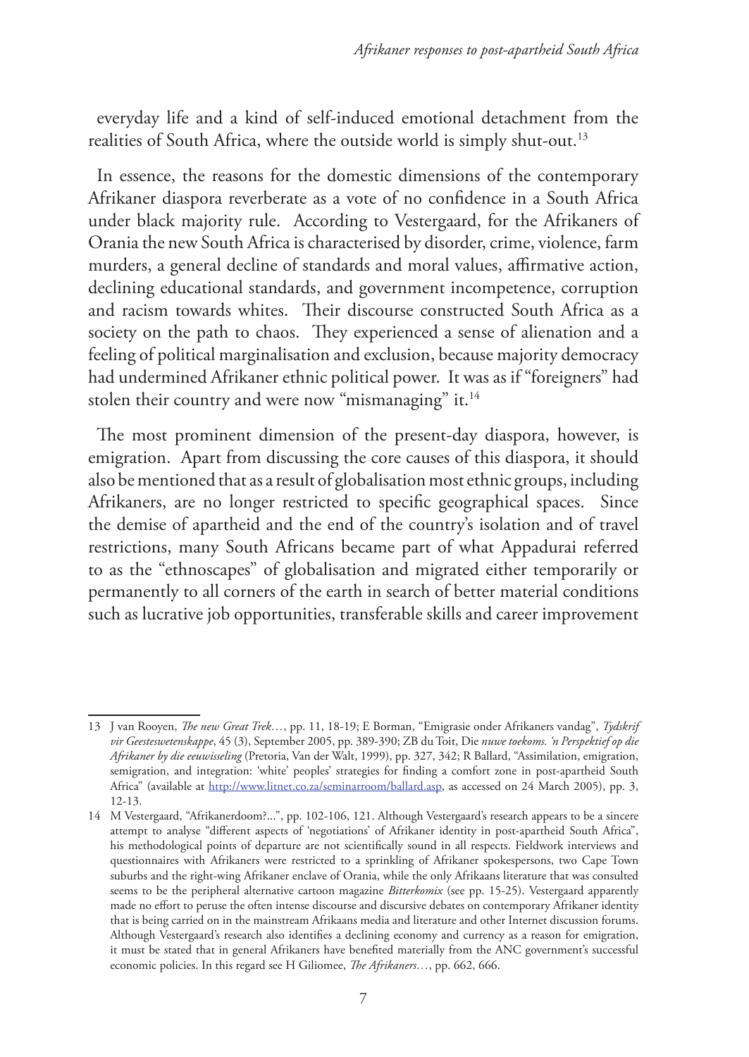everyday life and a kind of self-induced emotional detachment from the realities of South Africa, where the outside world is simply shut-out.[13]

In essence, the reasons for the domestic dimensions of the contemporary Afrikaner diaspora reverberate as a vote of no confidence in a South Africa under black majority rule. According to Vestergaard, for the Afrikaners of Orania the new South Africa is characterised by disorder, crime, violence, farm murders, a general decline of standards and moral values, affirmative action, declining educational standards, and government incompetence, corruption and racism towards whites. Their discourse constructed South Africa as a society on the path to chaos. They experienced a sense of alienation and a feeling of political marginalisation and exclusion, because majority democracy had undermined Afrikaner ethnic political power. It was as if "foreigners" had stolen their country and were now "mismanaging" it.[14]

The most prominent dimension of the present-day diaspora, however, is emigration. Apart from discussing the core causes of this diaspora, it should also be mentioned that as a result of globalisation most ethnic groups, including Afrikaners, are no longer restricted to specific geographical spaces. Since the demise of apartheid and the end of the country's isolation and of travel restrictions, many South Africans became part of what Appadurai referred to as the "ethnoscapes" of globalisation and migrated either temporarily or permanently to all corners of the earth in search of better material conditions such as lucrative job opportunities, transferable skills and career improvement

---

13 J van Rooyen, *The new Great Trek…*, pp. 11, 18-19; E Borman, "Emigrasie onder Afrikaners vandag", *Tydskrif vir Geesteswetenskappe*, 45 (3), September 2005, pp. 389-390; ZB du Toit, Die *nuwe toekoms. 'n Perspektief op die Afrikaner by die eeuwisseling* (Pretoria, Van der Walt, 1999), pp. 327, 342; R Ballard, "Assimilation, emigration, semigration, and integration: 'white' peoples' strategies for finding a comfort zone in post-apartheid South Africa" (available at http://www.litnet.co.za/seminarroom/ballard.asp, as accessed on 24 March 2005), pp. 3, 12-13.

14 M Vestergaard, "Afrikanerdoom?...", pp. 102-106, 121. Although Vestergaard's research appears to be a sincere attempt to analyse "different aspects of 'negotiations' of Afrikaner identity in post-apartheid South Africa", his methodological points of departure are not scientifically sound in all respects. Fieldwork interviews and questionnaires with Afrikaners were restricted to a sprinkling of Afrikaner spokespersons, two Cape Town suburbs and the right-wing Afrikaner enclave of Orania, while the only Afrikaans literature that was consulted seems to be the peripheral alternative cartoon magazine *Bitterkomix* (see pp. 15-25). Vestergaard apparently made no effort to peruse the often intense discourse and discursive debates on contemporary Afrikaner identity that is being carried on in the mainstream Afrikaans media and literature and other Internet discussion forums. Although Vestergaard's research also identifies a declining economy and currency as a reason for emigration, it must be stated that in general Afrikaners have benefited materially from the ANC government's successful economic policies. In this regard see H Giliomee, *The Afrikaners…*, pp. 662, 666.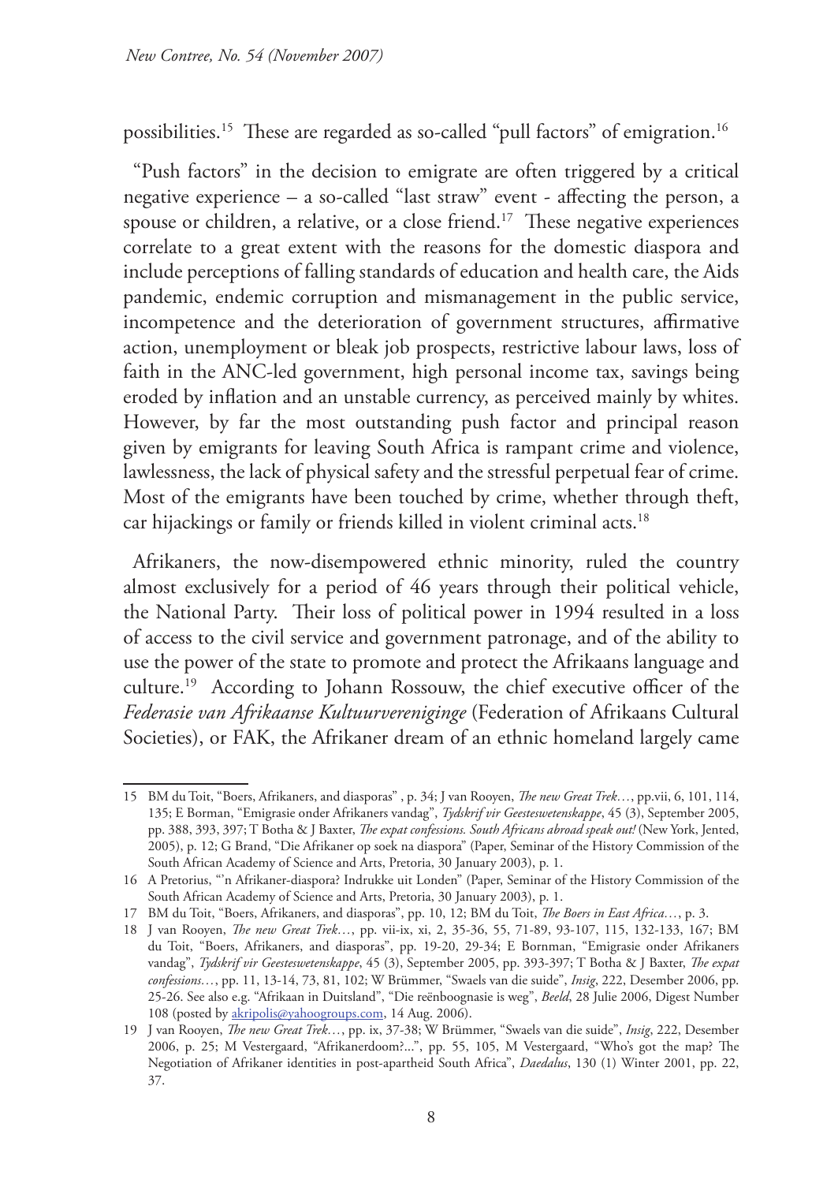possibilities.[15] These are regarded as so-called "pull factors" of emigration.[16]

"Push factors" in the decision to emigrate are often triggered by a critical negative experience – a so-called "last straw" event - affecting the person, a spouse or children, a relative, or a close friend.[17] These negative experiences correlate to a great extent with the reasons for the domestic diaspora and include perceptions of falling standards of education and health care, the Aids pandemic, endemic corruption and mismanagement in the public service, incompetence and the deterioration of government structures, affirmative action, unemployment or bleak job prospects, restrictive labour laws, loss of faith in the ANC-led government, high personal income tax, savings being eroded by inflation and an unstable currency, as perceived mainly by whites. However, by far the most outstanding push factor and principal reason given by emigrants for leaving South Africa is rampant crime and violence, lawlessness, the lack of physical safety and the stressful perpetual fear of crime. Most of the emigrants have been touched by crime, whether through theft, car hijackings or family or friends killed in violent criminal acts.[18]

Afrikaners, the now-disempowered ethnic minority, ruled the country almost exclusively for a period of 46 years through their political vehicle, the National Party. Their loss of political power in 1994 resulted in a loss of access to the civil service and government patronage, and of the ability to use the power of the state to promote and protect the Afrikaans language and culture.[19] According to Johann Rossouw, the chief executive officer of the *Federasie van Afrikaanse Kultuurverenigings* (Federation of Afrikaans Cultural Societies), or FAK, the Afrikaner dream of an ethnic homeland largely came

---

15 BM du Toit, "Boers, Afrikaners, and diasporas" , p. 34; J van Rooyen, *The new Great Trek…*, pp.vii, 6, 101, 114, 135; E Borman, "Emigrasie onder Afrikaners vandag", *Tydskrif vir Geesteswetenskappe*, 45 (3), September 2005, pp. 388, 393, 397; T Botha & J Baxter, *The expat confessions. South Africans abroad speak out!* (New York, Jented, 2005), p. 12; G Brand, "Die Afrikaner op soek na diaspora" (Paper, Seminar of the History Commission of the South African Academy of Science and Arts, Pretoria, 30 January 2003), p. 1.

16 A Pretorius, "'n Afrikaner-diaspora? Indrukke uit Londen" (Paper, Seminar of the History Commission of the South African Academy of Science and Arts, Pretoria, 30 January 2003), p. 1.

17 BM du Toit, "Boers, Afrikaners, and diasporas", pp. 10, 12; BM du Toit, *The Boers in East Africa…*, p. 3.

18 J van Rooyen, *The new Great Trek…*, pp. vii-ix, xi, 2, 35-36, 55, 71-89, 93-107, 115, 132-133, 167; BM du Toit, "Boers, Afrikaners, and diasporas", pp. 19-20, 29-34; E Bornman, "Emigrasie onder Afrikaners vandag", *Tydskrif vir Geesteswetenskappe*, 45 (3), September 2005, pp. 393-397; T Botha & J Baxter, *The expat confessions…*, pp. 11, 13-14, 73, 81, 102; W Brümmer, "Swaels van die suide", *Insig*, 222, Desember 2006, pp. 25-26. See also e.g. "Afrikaan in Duitsland", "Die reënboognasie is weg", *Beeld*, 28 Julie 2006, Digest Number 108 (posted by akripolis@yahoogroups.com, 14 Aug. 2006).

19 J van Rooyen, *The new Great Trek…*, pp. ix, 37-38; W Brümmer, "Swaels van die suide", *Insig*, 222, Desember 2006, p. 25; M Vestergaard, "Afrikanerdoom?...", pp. 55, 105, M Vestergaard, "Who's got the map? The Negotiation of Afrikaner identities in post-apartheid South Africa", *Daedalus*, 130 (1) Winter 2001, pp. 22, 37.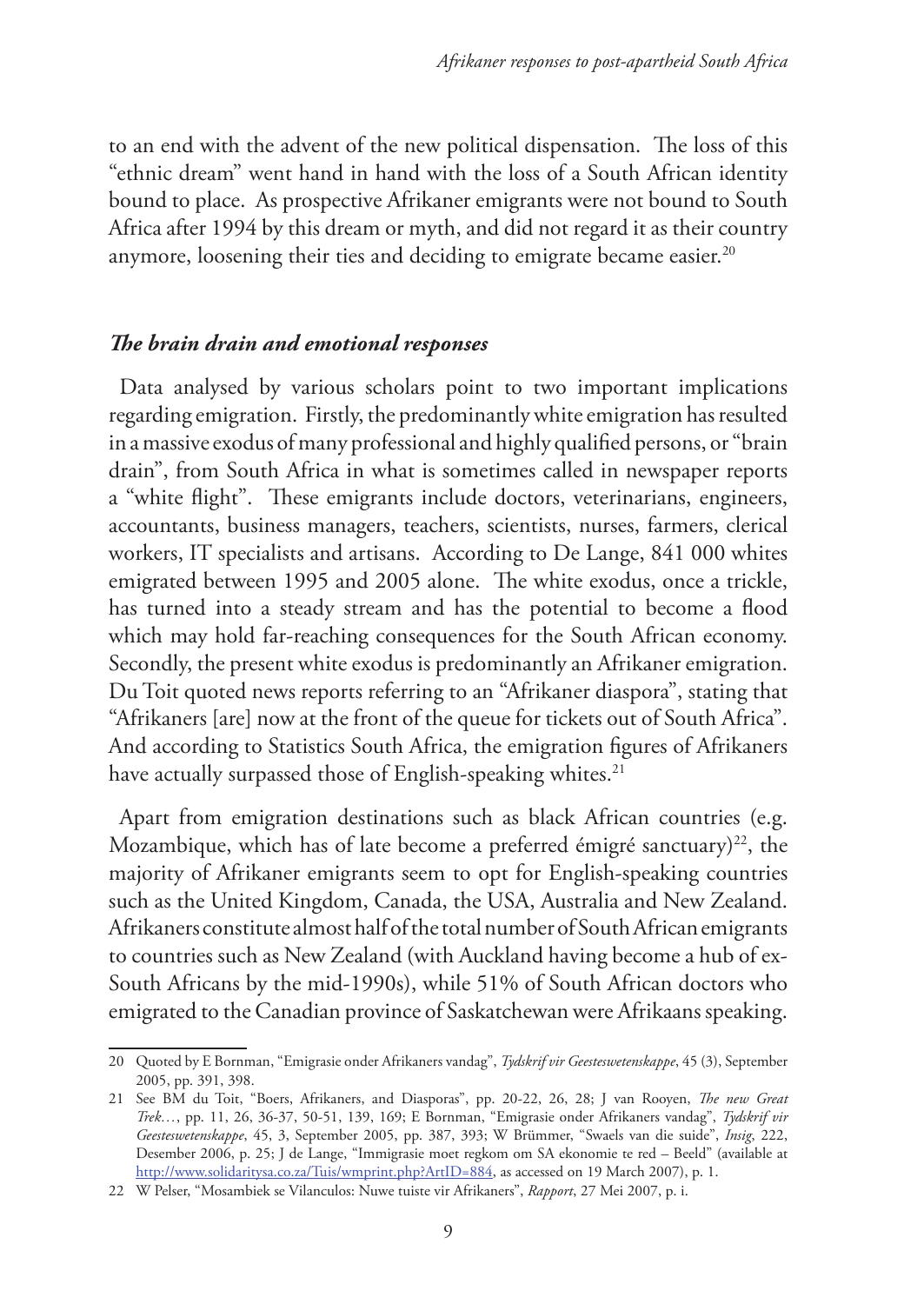to an end with the advent of the new political dispensation. The loss of this "ethnic dream" went hand in hand with the loss of a South African identity bound to place. As prospective Afrikaner emigrants were not bound to South Africa after 1994 by this dream or myth, and did not regard it as their country anymore, loosening their ties and deciding to emigrate became easier.[20]

## *The brain drain and emotional responses*

Data analysed by various scholars point to two important implications regarding emigration. Firstly, the predominantly white emigration has resulted in a massive exodus of many professional and highly qualified persons, or "brain drain", from South Africa in what is sometimes called in newspaper reports a "white flight". These emigrants include doctors, veterinarians, engineers, accountants, business managers, teachers, scientists, nurses, farmers, clerical workers, IT specialists and artisans. According to De Lange, 841 000 whites emigrated between 1995 and 2005 alone. The white exodus, once a trickle, has turned into a steady stream and has the potential to become a flood which may hold far-reaching consequences for the South African economy. Secondly, the present white exodus is predominantly an Afrikaner emigration. Du Toit quoted news reports referring to an "Afrikaner diaspora", stating that "Afrikaners [are] now at the front of the queue for tickets out of South Africa". And according to Statistics South Africa, the emigration figures of Afrikaners have actually surpassed those of English-speaking whites.[21]

Apart from emigration destinations such as black African countries (e.g. Mozambique, which has of late become a preferred émigré sanctuary)[22], the majority of Afrikaner emigrants seem to opt for English-speaking countries such as the United Kingdom, Canada, the USA, Australia and New Zealand. Afrikaners constitute almost half of the total number of South African emigrants to countries such as New Zealand (with Auckland having become a hub of ex-South Africans by the mid-1990s), while 51% of South African doctors who emigrated to the Canadian province of Saskatchewan were Afrikaans speaking.

---

20 Quoted by E Bornman, "Emigrasie onder Afrikaners vandag", *Tydskrif vir Geesteswetenskappe*, 45 (3), September 2005, pp. 391, 398.

21 See BM du Toit, "Boers, Afrikaners, and Diasporas", pp. 20-22, 26, 28; J van Rooyen, *The new Great Trek…*, pp. 11, 26, 36-37, 50-51, 139, 169; E Bornman, "Emigrasie onder Afrikaners vandag", *Tydskrif vir Geesteswetenskappe*, 45, 3, September 2005, pp. 387, 393; W Brümmer, "Swaels van die suide", *Insig*, 222, Desember 2006, p. 25; J de Lange, "Immigrasie moet regkom om SA ekonomie te red – Beeld" (available at http://www.solidaritysa.co.za/Tuis/wmprint.php?ArtID=884, as accessed on 19 March 2007), p. 1.

22 W Pelser, "Mosambiek se Vilanculos: Nuwe tuiste vir Afrikaners", *Rapport*, 27 Mei 2007, p. i.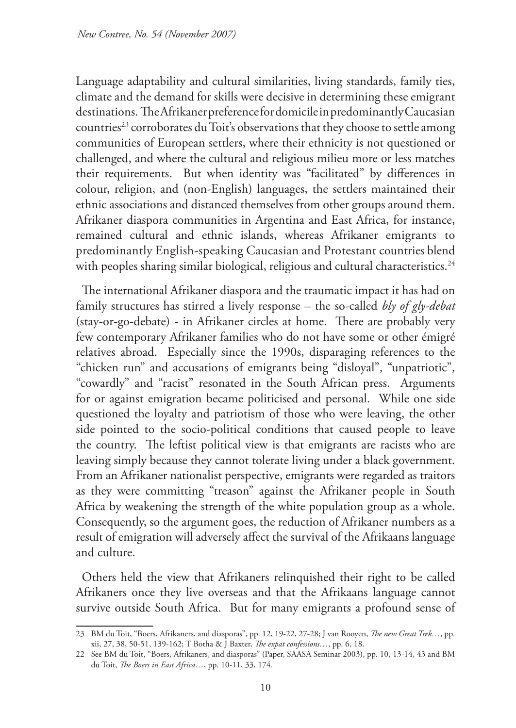Language adaptability and cultural similarities, living standards, family ties, climate and the demand for skills were decisive in determining these emigrant destinations. The Afrikaner preference for domicile in predominantly Caucasian countries[23] corroborates du Toit's observations that they choose to settle among communities of European settlers, where their ethnicity is not questioned or challenged, and where the cultural and religious milieu more or less matches their requirements. But when identity was "facilitated" by differences in colour, religion, and (non-English) languages, the settlers maintained their ethnic associations and distanced themselves from other groups around them. Afrikaner diaspora communities in Argentina and East Africa, for instance, remained cultural and ethnic islands, whereas Afrikaner emigrants to predominantly English-speaking Caucasian and Protestant countries blend with peoples sharing similar biological, religious and cultural characteristics.[24]

The international Afrikaner diaspora and the traumatic impact it has had on family structures has stirred a lively response – the so-called *bly of gly-debat* (stay-or-go-debate) - in Afrikaner circles at home. There are probably very few contemporary Afrikaner families who do not have some or other émigré relatives abroad. Especially since the 1990s, disparaging references to the "chicken run" and accusations of emigrants being "disloyal", "unpatriotic", "cowardly" and "racist" resonated in the South African press. Arguments for or against emigration became politicised and personal. While one side questioned the loyalty and patriotism of those who were leaving, the other side pointed to the socio-political conditions that caused people to leave the country. The leftist political view is that emigrants are racists who are leaving simply because they cannot tolerate living under a black government. From an Afrikaner nationalist perspective, emigrants were regarded as traitors as they were committing "treason" against the Afrikaner people in South Africa by weakening the strength of the white population group as a whole. Consequently, so the argument goes, the reduction of Afrikaner numbers as a result of emigration will adversely affect the survival of the Afrikaans language and culture.

Others held the view that Afrikaners relinquished their right to be called Afrikaners once they live overseas and that the Afrikaans language cannot survive outside South Africa. But for many emigrants a profound sense of

---

23 BM du Toit, "Boers, Afrikaners, and diasporas", pp. 12, 19-22, 27-28; J van Rooyen, *The new Great Trek…*, pp. xii, 27, 38, 50-51, 139-162; T Botha & J Baxter, *The expat confessions…*, pp. 6, 18.

22 See BM du Toit, "Boers, Afrikaners, and diasporas" (Paper, SAASA Seminar 2003), pp. 10, 13-14, 43 and BM du Toit, *The Boers in East Africa…*, pp. 10-11, 33, 174.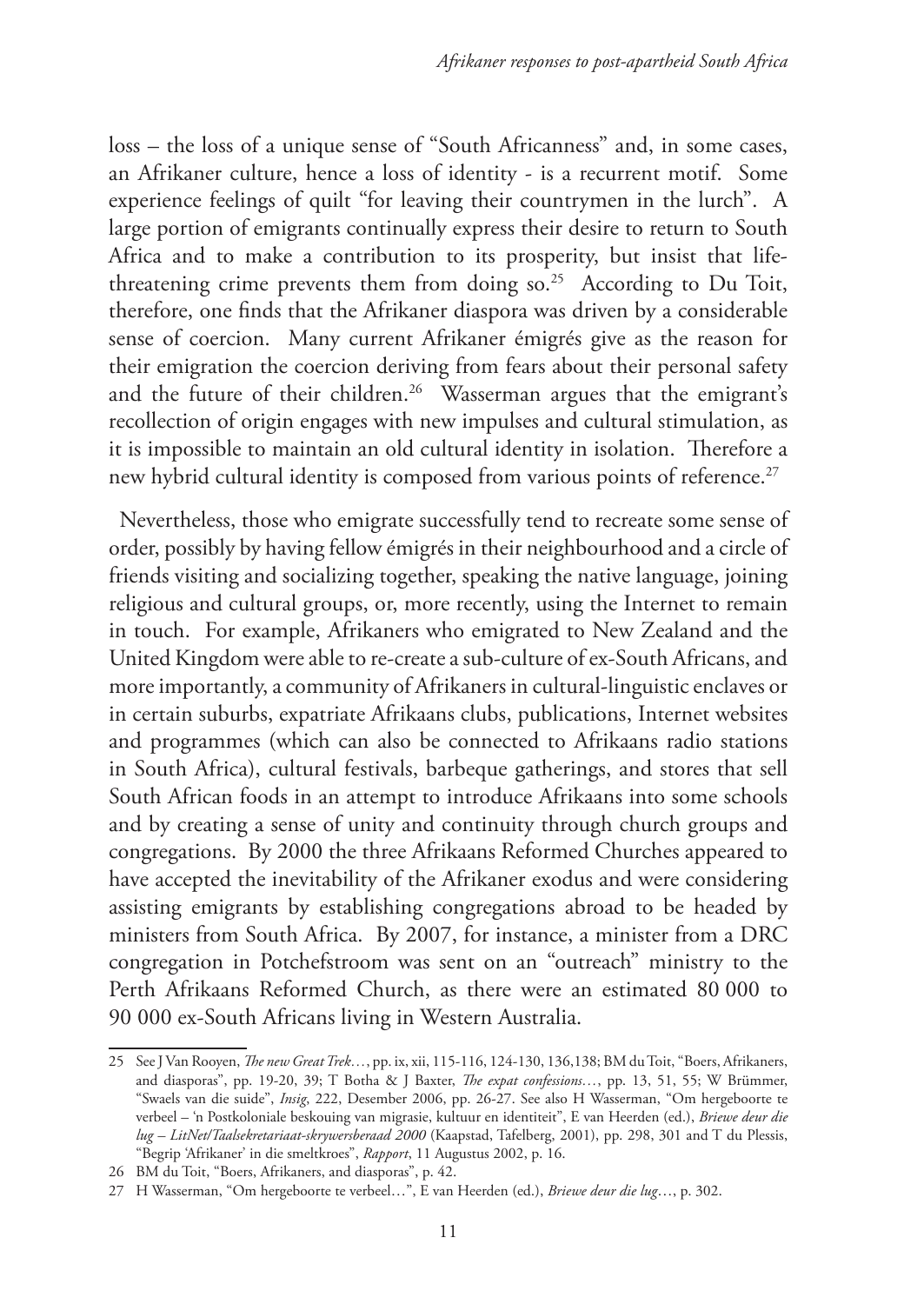loss – the loss of a unique sense of "South Africanness" and, in some cases, an Afrikaner culture, hence a loss of identity - is a recurrent motif. Some experience feelings of quilt "for leaving their countrymen in the lurch". A large portion of emigrants continually express their desire to return to South Africa and to make a contribution to its prosperity, but insist that life-threatening crime prevents them from doing so.[25] According to Du Toit, therefore, one finds that the Afrikaner diaspora was driven by a considerable sense of coercion. Many current Afrikaner émigrés give as the reason for their emigration the coercion deriving from fears about their personal safety and the future of their children.[26] Wasserman argues that the emigrant's recollection of origin engages with new impulses and cultural stimulation, as it is impossible to maintain an old cultural identity in isolation. Therefore a new hybrid cultural identity is composed from various points of reference.[27]

Nevertheless, those who emigrate successfully tend to recreate some sense of order, possibly by having fellow émigrés in their neighbourhood and a circle of friends visiting and socializing together, speaking the native language, joining religious and cultural groups, or, more recently, using the Internet to remain in touch. For example, Afrikaners who emigrated to New Zealand and the United Kingdom were able to re-create a sub-culture of ex-South Africans, and more importantly, a community of Afrikaners in cultural-linguistic enclaves or in certain suburbs, expatriate Afrikaans clubs, publications, Internet websites and programmes (which can also be connected to Afrikaans radio stations in South Africa), cultural festivals, barbeque gatherings, and stores that sell South African foods in an attempt to introduce Afrikaans into some schools and by creating a sense of unity and continuity through church groups and congregations. By 2000 the three Afrikaans Reformed Churches appeared to have accepted the inevitability of the Afrikaner exodus and were considering assisting emigrants by establishing congregations abroad to be headed by ministers from South Africa. By 2007, for instance, a minister from a DRC congregation in Potchefstroom was sent on an "outreach" ministry to the Perth Afrikaans Reformed Church, as there were an estimated 80 000 to 90 000 ex-South Africans living in Western Australia.

---

25 See J Van Rooyen, *The new Great Trek…*, pp. ix, xii, 115-116, 124-130, 136,138; BM du Toit, "Boers, Afrikaners, and diasporas", pp. 19-20, 39; T Botha & J Baxter, *The expat confessions…*, pp. 13, 51, 55; W Brümmer, "Swaels van die suide", *Insig*, 222, Desember 2006, pp. 26-27. See also H Wasserman, "Om hergeboorte te verbeel – 'n Postkoloniale beskouing van migrasie, kultuur en identiteit", E van Heerden (ed.), *Briewe deur die lug – LitNet/Taalsekretariaat-skrywersberaad 2000* (Kaapstad, Tafelberg, 2001), pp. 298, 301 and T du Plessis, "Begrip 'Afrikaner' in die smeltkroes", *Rapport*, 11 Augustus 2002, p. 16.

26 BM du Toit, "Boers, Afrikaners, and diasporas", p. 42.

27 H Wasserman, "Om hergeboorte te verbeel…", E van Heerden (ed.), *Briewe deur die lug…*, p. 302.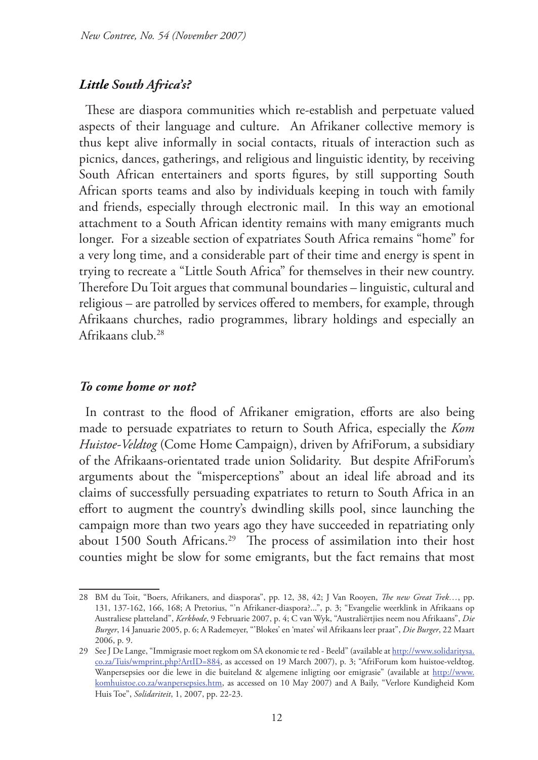### *Little South Africa's?*

These are diaspora communities which re-establish and perpetuate valued aspects of their language and culture. An Afrikaner collective memory is thus kept alive informally in social contacts, rituals of interaction such as picnics, dances, gatherings, and religious and linguistic identity, by receiving South African entertainers and sports figures, by still supporting South African sports teams and also by individuals keeping in touch with family and friends, especially through electronic mail. In this way an emotional attachment to a South African identity remains with many emigrants much longer. For a sizeable section of expatriates South Africa remains "home" for a very long time, and a considerable part of their time and energy is spent in trying to recreate a "Little South Africa" for themselves in their new country. Therefore Du Toit argues that communal boundaries – linguistic, cultural and religious – are patrolled by services offered to members, for example, through Afrikaans churches, radio programmes, library holdings and especially an Afrikaans club.[28]

### *To come home or not?*

In contrast to the flood of Afrikaner emigration, efforts are also being made to persuade expatriates to return to South Africa, especially the *Kom Huistoe-Veldtog* (Come Home Campaign), driven by AfriForum, a subsidiary of the Afrikaans-orientated trade union Solidarity. But despite AfriForum's arguments about the "misperceptions" about an ideal life abroad and its claims of successfully persuading expatriates to return to South Africa in an effort to augment the country's dwindling skills pool, since launching the campaign more than two years ago they have succeeded in repatriating only about 1500 South Africans.[29] The process of assimilation into their host counties might be slow for some emigrants, but the fact remains that most

---

28 BM du Toit, "Boers, Afrikaners, and diasporas", pp. 12, 38, 42; J Van Rooyen, *The new Great Trek…*, pp. 131, 137-162, 166, 168; A Pretorius, "'n Afrikaner-diaspora?...", p. 3; "Evangelie weerklink in Afrikaans op Australiese platteland", *Kerkbode*, 9 Februarie 2007, p. 4; C van Wyk, "Australiërtjies neem nou Afrikaans", *Die Burger*, 14 Januarie 2005, p. 6; A Rademeyer, "'Blokes' en 'mates' wil Afrikaans leer praat", *Die Burger*, 22 Maart 2006, p. 9.

29 See J De Lange, "Immigrasie moet regkom om SA ekonomie te red - Beeld" (available at http://www.solidaritysa.co.za/Tuis/wmprint.php?ArtID=884, as accessed on 19 March 2007), p. 3; "AfriForum kom huistoe-veldtog. Wanpersepsies oor die lewe in die buiteland & algemene inligting oor emigrasie" (available at http://www.komhuistoe.co.za/wanpersepsies.htm, as accessed on 10 May 2007) and A Baily, "Verlore Kundigheid Kom Huis Toe", *Solidariteit*, 1, 2007, pp. 22-23.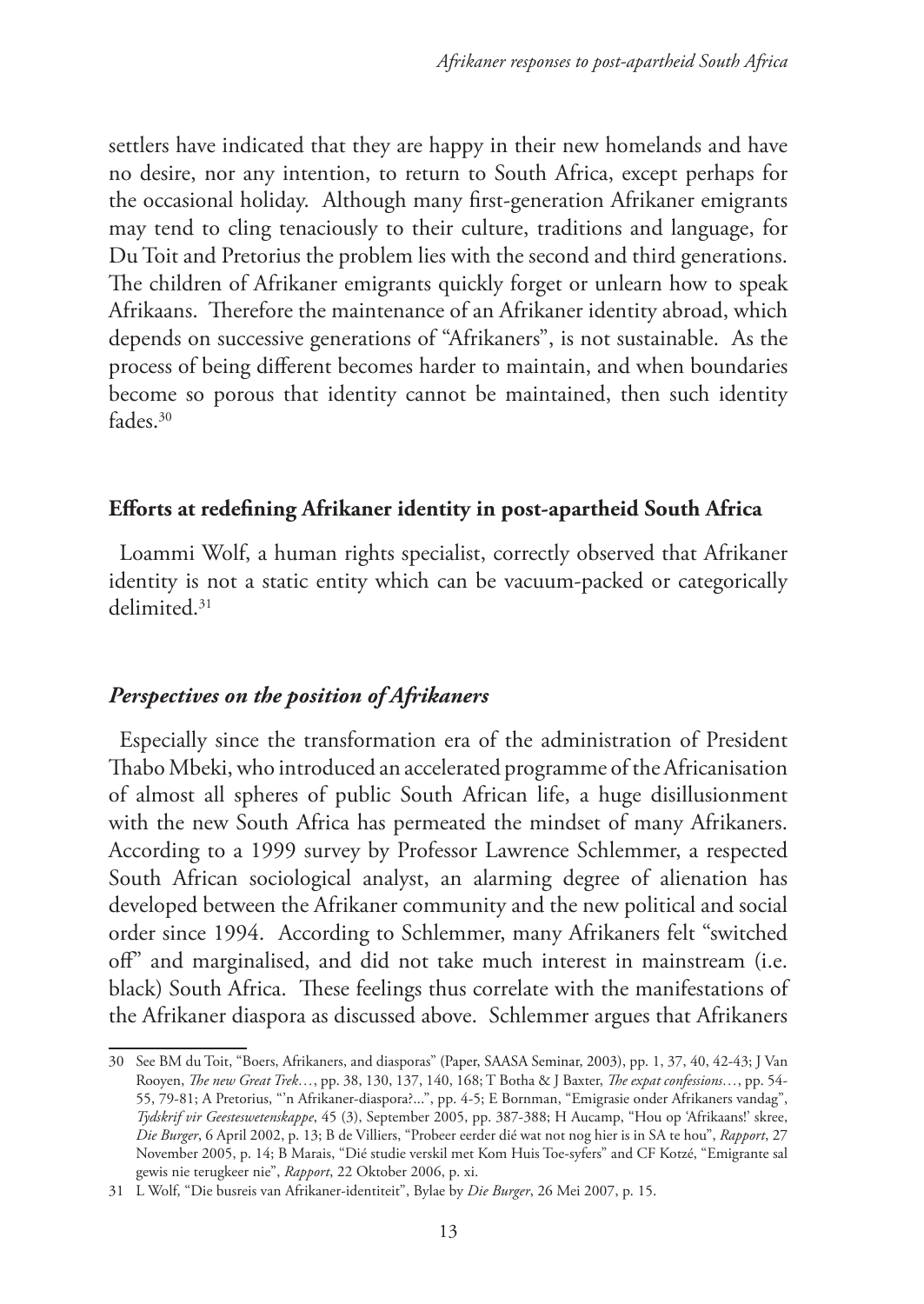settlers have indicated that they are happy in their new homelands and have no desire, nor any intention, to return to South Africa, except perhaps for the occasional holiday. Although many first-generation Afrikaner emigrants may tend to cling tenaciously to their culture, traditions and language, for Du Toit and Pretorius the problem lies with the second and third generations. The children of Afrikaner emigrants quickly forget or unlearn how to speak Afrikaans. Therefore the maintenance of an Afrikaner identity abroad, which depends on successive generations of "Afrikaners", is not sustainable. As the process of being different becomes harder to maintain, and when boundaries become so porous that identity cannot be maintained, then such identity fades.[30]

## Efforts at redefining Afrikaner identity in post-apartheid South Africa

Loammi Wolf, a human rights specialist, correctly observed that Afrikaner identity is not a static entity which can be vacuum-packed or categorically delimited.[31]

### *Perspectives on the position of Afrikaners*

Especially since the transformation era of the administration of President Thabo Mbeki, who introduced an accelerated programme of the Africanisation of almost all spheres of public South African life, a huge disillusionment with the new South Africa has permeated the mindset of many Afrikaners. According to a 1999 survey by Professor Lawrence Schlemmer, a respected South African sociological analyst, an alarming degree of alienation has developed between the Afrikaner community and the new political and social order since 1994. According to Schlemmer, many Afrikaners felt "switched off" and marginalised, and did not take much interest in mainstream (i.e. black) South Africa. These feelings thus correlate with the manifestations of the Afrikaner diaspora as discussed above. Schlemmer argues that Afrikaners

---

30 See BM du Toit, "Boers, Afrikaners, and diasporas" (Paper, SAASA Seminar, 2003), pp. 1, 37, 40, 42-43; J Van Rooyen, *The new Great Trek…*, pp. 38, 130, 137, 140, 168; T Botha & J Baxter, *The expat confessions…*, pp. 54-55, 79-81; A Pretorius, "'n Afrikaner-diaspora?...", pp. 4-5; E Bornman, "Emigrasie onder Afrikaners vandag", *Tydskrif vir Geesteswetenskappe*, 45 (3), September 2005, pp. 387-388; H Aucamp, "Hou op 'Afrikaans!' skree, *Die Burger*, 6 April 2002, p. 13; B de Villiers, "Probeer eerder dié wat not nog hier is in SA te hou", *Rapport*, 27 November 2005, p. 14; B Marais, "Dié studie verskil met Kom Huis Toe-syfers" and CF Kotzé, "Emigrante sal gewis nie terugkeer nie", *Rapport*, 22 Oktober 2006, p. xi.

31 L Wolf, "Die busreis van Afrikaner-identiteit", Bylae by *Die Burger*, 26 Mei 2007, p. 15.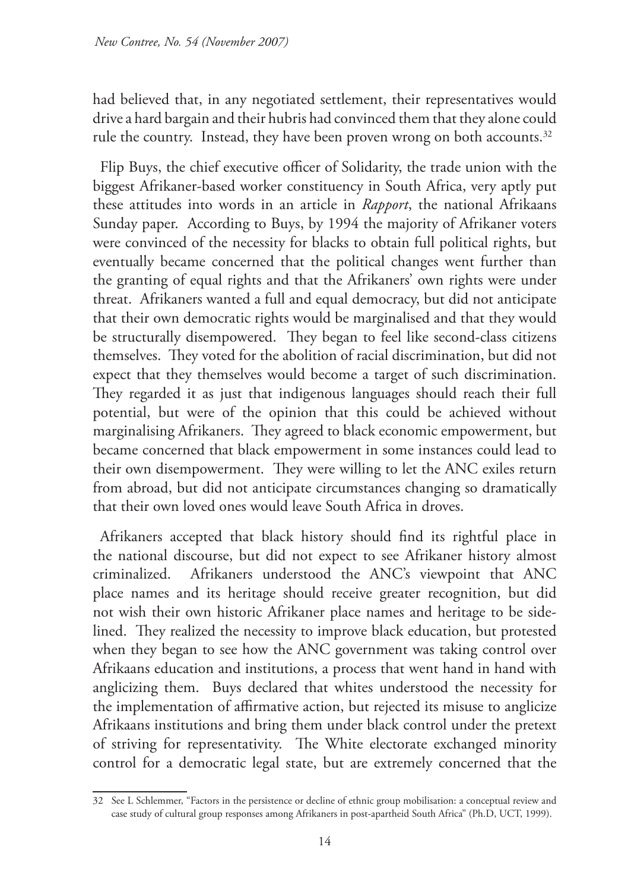had believed that, in any negotiated settlement, their representatives would drive a hard bargain and their hubris had convinced them that they alone could rule the country. Instead, they have been proven wrong on both accounts.[32]

Flip Buys, the chief executive officer of Solidarity, the trade union with the biggest Afrikaner-based worker constituency in South Africa, very aptly put these attitudes into words in an article in *Rapport*, the national Afrikaans Sunday paper. According to Buys, by 1994 the majority of Afrikaner voters were convinced of the necessity for blacks to obtain full political rights, but eventually became concerned that the political changes went further than the granting of equal rights and that the Afrikaners' own rights were under threat. Afrikaners wanted a full and equal democracy, but did not anticipate that their own democratic rights would be marginalised and that they would be structurally disempowered. They began to feel like second-class citizens themselves. They voted for the abolition of racial discrimination, but did not expect that they themselves would become a target of such discrimination. They regarded it as just that indigenous languages should reach their full potential, but were of the opinion that this could be achieved without marginalising Afrikaners. They agreed to black economic empowerment, but became concerned that black empowerment in some instances could lead to their own disempowerment. They were willing to let the ANC exiles return from abroad, but did not anticipate circumstances changing so dramatically that their own loved ones would leave South Africa in droves.

Afrikaners accepted that black history should find its rightful place in the national discourse, but did not expect to see Afrikaner history almost criminalized. Afrikaners understood the ANC's viewpoint that ANC place names and its heritage should receive greater recognition, but did not wish their own historic Afrikaner place names and heritage to be side-lined. They realized the necessity to improve black education, but protested when they began to see how the ANC government was taking control over Afrikaans education and institutions, a process that went hand in hand with anglicizing them. Buys declared that whites understood the necessity for the implementation of affirmative action, but rejected its misuse to anglicize Afrikaans institutions and bring them under black control under the pretext of striving for representativity. The White electorate exchanged minority control for a democratic legal state, but are extremely concerned that the

---

32 See L Schlemmer, "Factors in the persistence or decline of ethnic group mobilisation: a conceptual review and case study of cultural group responses among Afrikaners in post-apartheid South Africa" (Ph.D, UCT, 1999).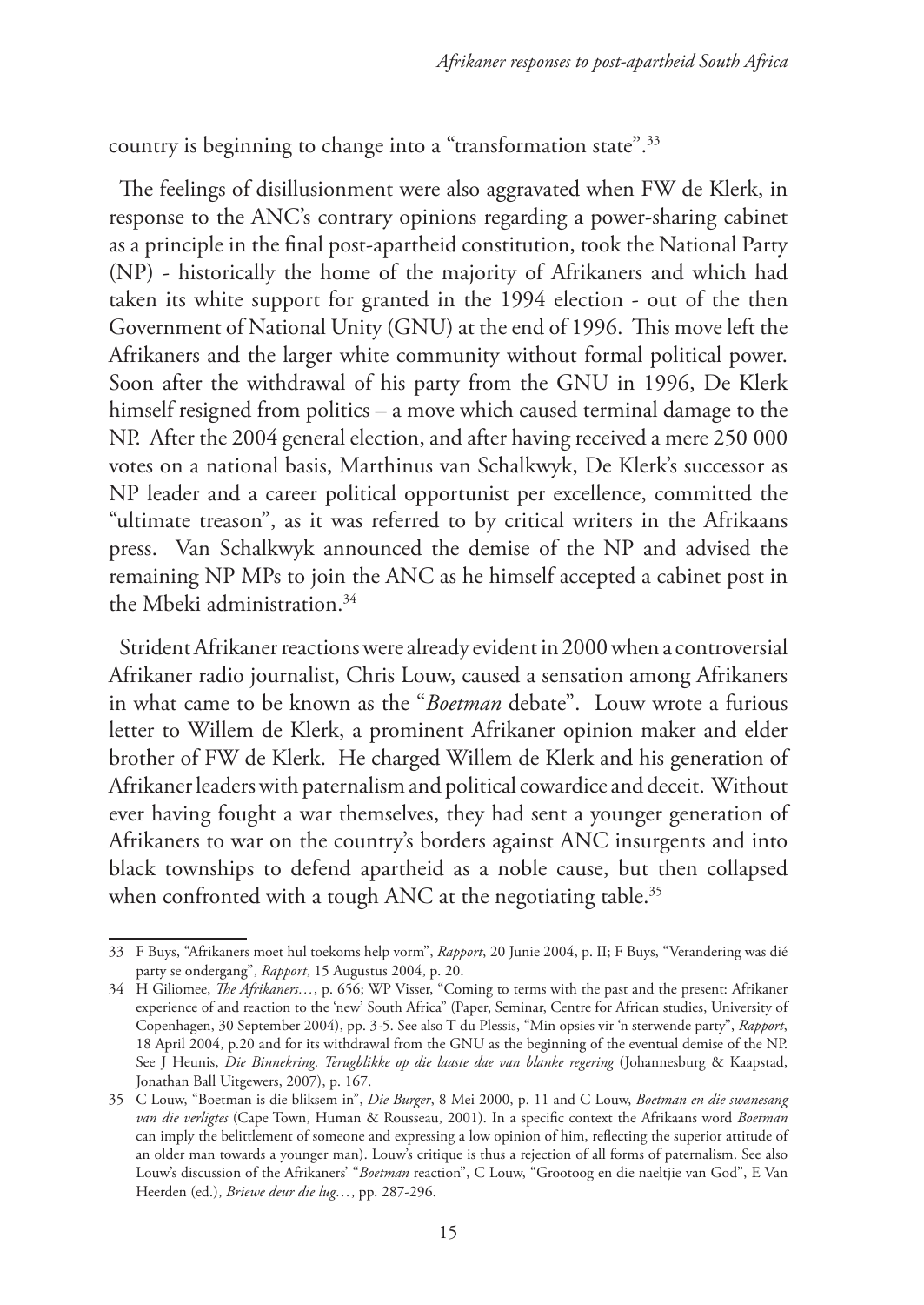country is beginning to change into a "transformation state".[33]

The feelings of disillusionment were also aggravated when FW de Klerk, in response to the ANC's contrary opinions regarding a power-sharing cabinet as a principle in the final post-apartheid constitution, took the National Party (NP) - historically the home of the majority of Afrikaners and which had taken its white support for granted in the 1994 election - out of the then Government of National Unity (GNU) at the end of 1996. This move left the Afrikaners and the larger white community without formal political power. Soon after the withdrawal of his party from the GNU in 1996, De Klerk himself resigned from politics – a move which caused terminal damage to the NP. After the 2004 general election, and after having received a mere 250 000 votes on a national basis, Marthinus van Schalkwyk, De Klerk's successor as NP leader and a career political opportunist per excellence, committed the "ultimate treason", as it was referred to by critical writers in the Afrikaans press. Van Schalkwyk announced the demise of the NP and advised the remaining NP MPs to join the ANC as he himself accepted a cabinet post in the Mbeki administration.[34]

Strident Afrikaner reactions were already evident in 2000 when a controversial Afrikaner radio journalist, Chris Louw, caused a sensation among Afrikaners in what came to be known as the "*Boetman* debate". Louw wrote a furious letter to Willem de Klerk, a prominent Afrikaner opinion maker and elder brother of FW de Klerk. He charged Willem de Klerk and his generation of Afrikaner leaders with paternalism and political cowardice and deceit. Without ever having fought a war themselves, they had sent a younger generation of Afrikaners to war on the country's borders against ANC insurgents and into black townships to defend apartheid as a noble cause, but then collapsed when confronted with a tough ANC at the negotiating table.[35]

---

33 F Buys, "Afrikaners moet hul toekoms help vorm", *Rapport*, 20 Junie 2004, p. II; F Buys, "Verandering was dié party se ondergang", *Rapport*, 15 Augustus 2004, p. 20.

34 H Giliomee, *The Afrikaners…*, p. 656; WP Visser, "Coming to terms with the past and the present: Afrikaner experience of and reaction to the 'new' South Africa" (Paper, Seminar, Centre for African studies, University of Copenhagen, 30 September 2004), pp. 3-5. See also T du Plessis, "Min opsies vir 'n sterwende party", *Rapport*, 18 April 2004, p.20 and for its withdrawal from the GNU as the beginning of the eventual demise of the NP. See J Heunis, *Die Binnekring. Terugblikke op die laaste dae van blanke regering* (Johannesburg & Kaapstad, Jonathan Ball Uitgewers, 2007), p. 167.

35 C Louw, "Boetman is die bliksem in", *Die Burger*, 8 Mei 2000, p. 11 and C Louw, *Boetman en die swanesang van die verligtes* (Cape Town, Human & Rousseau, 2001). In a specific context the Afrikaans word *Boetman* can imply the belittlement of someone and expressing a low opinion of him, reflecting the superior attitude of an older man towards a younger man). Louw's critique is thus a rejection of all forms of paternalism. See also Louw's discussion of the Afrikaners' "*Boetman* reaction", C Louw, "Grootoog en die naeltjie van God", E Van Heerden (ed.), *Briewe deur die lug…*, pp. 287-296.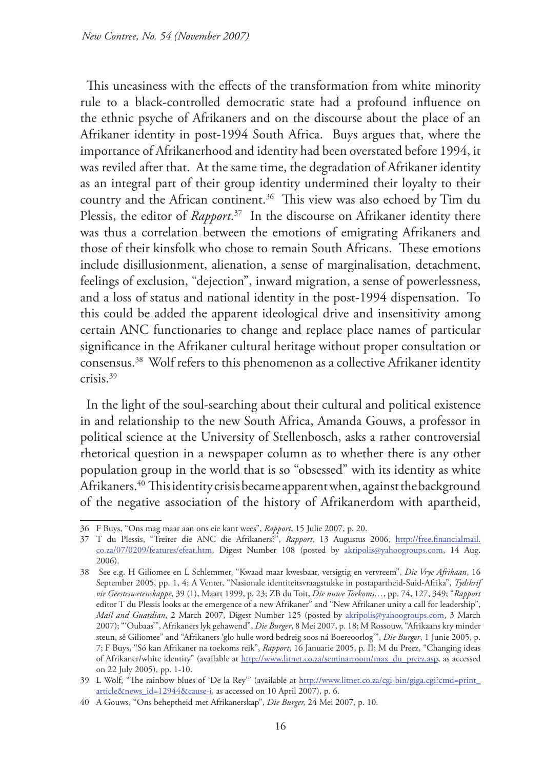This uneasiness with the effects of the transformation from white minority rule to a black-controlled democratic state had a profound influence on the ethnic psyche of Afrikaners and on the discourse about the place of an Afrikaner identity in post-1994 South Africa. Buys argues that, where the importance of Afrikanerhood and identity had been overstated before 1994, it was reviled after that. At the same time, the degradation of Afrikaner identity as an integral part of their group identity undermined their loyalty to their country and the African continent.[36] This view was also echoed by Tim du Plessis, the editor of *Rapport*.[37] In the discourse on Afrikaner identity there was thus a correlation between the emotions of emigrating Afrikaners and those of their kinsfolk who chose to remain South Africans. These emotions include disillusionment, alienation, a sense of marginalisation, detachment, feelings of exclusion, "dejection", inward migration, a sense of powerlessness, and a loss of status and national identity in the post-1994 dispensation. To this could be added the apparent ideological drive and insensitivity among certain ANC functionaries to change and replace place names of particular significance in the Afrikaner cultural heritage without proper consultation or consensus.[38] Wolf refers to this phenomenon as a collective Afrikaner identity crisis.[39]

In the light of the soul-searching about their cultural and political existence in and relationship to the new South Africa, Amanda Gouws, a professor in political science at the University of Stellenbosch, asks a rather controversial rhetorical question in a newspaper column as to whether there is any other population group in the world that is so "obsessed" with its identity as white Afrikaners.[40] This identity crisis became apparent when, against the background of the negative association of the history of Afrikanerdom with apartheid,

---

36 F Buys, "Ons mag maar aan ons eie kant wees", *Rapport*, 15 Julie 2007, p. 20.

37 T du Plessis, "Treiter die ANC die Afrikaners?", *Rapport*, 13 Augustus 2006, http://free.financialmail.co.za/07/0209/features/efeat.htm, Digest Number 108 (posted by akripolis@yahoogroups.com, 14 Aug. 2006).

38 See e.g. H Giliomee en L Schlemmer, "Kwaad maar kwesbaar, versigtig en vervreem", *Die Vrye Afrikaan*, 16 September 2005, pp. 1, 4; A Venter, "Nasionale identiteitsvraagstukke in postapartheid-Suid-Afrika", *Tydskrif vir Geesteswetenskappe*, 39 (1), Maart 1999, p. 23; ZB du Toit, *Die nuwe Toekoms…*, pp. 74, 127, 349; "*Rapport* editor T du Plessis looks at the emergence of a new Afrikaner" and "New Afrikaner unity a call for leadership", *Mail and Guardian*, 2 March 2007, Digest Number 125 (posted by akripolis@yahoogroups.com, 3 March 2007); "'Oubaas'", Afrikaners lyk gehawend", *Die Burger*, 8 Mei 2007, p. 18; M Rossouw, "Afrikaans kry minder steun, sê Giliomee" and "Afrikaners 'glo hulle word bedreig soos ná Boereoorlog'", *Die Burger*, 1 Junie 2005, p. 7; F Buys, "Só kan Afrikaner na toekoms reik", *Rapport*, 16 Januarie 2005, p. II; M du Preez, "Changing ideas of Afrikaner/white identity" (available at http://www.litnet.co.za/seminarroom/max_du_preez.asp, as accessed on 22 July 2005), pp. 1-10.

39 L Wolf, "The rainbow blues of 'De la Rey'" (available at http://www.litnet.co.za/cgi-bin/giga.cgi?cmd=print_article&news_id=12944&cause-i, as accessed on 10 April 2007), p. 6.

40 A Gouws, "Ons beheptheid met Afrikanerskap", *Die Burger*, 24 Mei 2007, p. 10.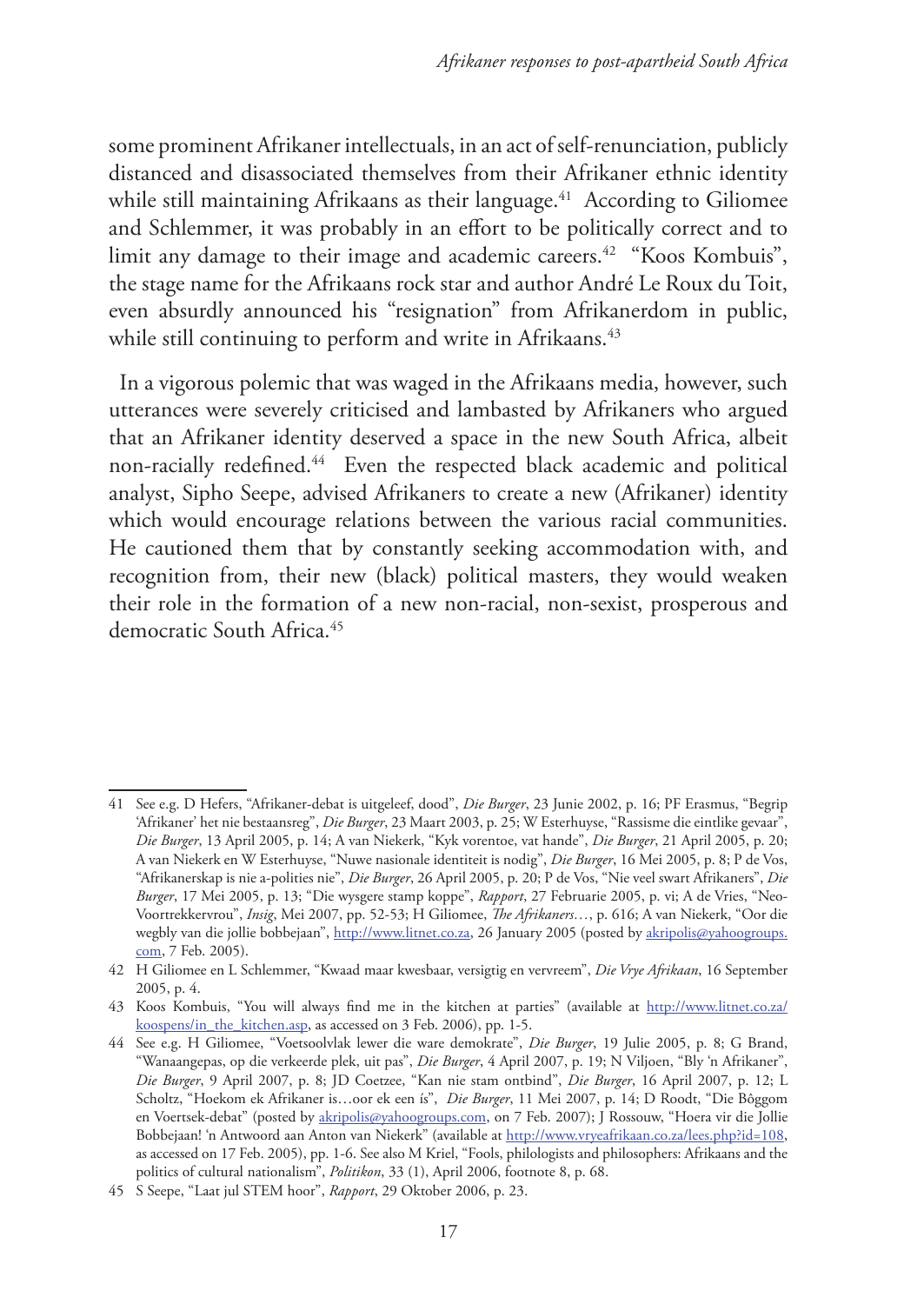some prominent Afrikaner intellectuals, in an act of self-renunciation, publicly distanced and disassociated themselves from their Afrikaner ethnic identity while still maintaining Afrikaans as their language.[41] According to Giliomee and Schlemmer, it was probably in an effort to be politically correct and to limit any damage to their image and academic careers.[42] "Koos Kombuis", the stage name for the Afrikaans rock star and author André Le Roux du Toit, even absurdly announced his "resignation" from Afrikanerdom in public, while still continuing to perform and write in Afrikaans.[43]

In a vigorous polemic that was waged in the Afrikaans media, however, such utterances were severely criticised and lambasted by Afrikaners who argued that an Afrikaner identity deserved a space in the new South Africa, albeit non-racially redefined.[44] Even the respected black academic and political analyst, Sipho Seepe, advised Afrikaners to create a new (Afrikaner) identity which would encourage relations between the various racial communities. He cautioned them that by constantly seeking accommodation with, and recognition from, their new (black) political masters, they would weaken their role in the formation of a new non-racial, non-sexist, prosperous and democratic South Africa.[45]

---

41 See e.g. D Hefers, "Afrikaner-debat is uitgeleef, dood", *Die Burger*, 23 Junie 2002, p. 16; PF Erasmus, "Begrip 'Afrikaner' het nie bestaansreg", *Die Burger*, 23 Maart 2003, p. 25; W Esterhuyse, "Rassisme die eintlike gevaar", *Die Burger*, 13 April 2005, p. 14; A van Niekerk, "Kyk vorentoe, vat hande", *Die Burger*, 21 April 2005, p. 20; A van Niekerk en W Esterhuyse, "Nuwe nasionale identiteit is nodig", *Die Burger*, 16 Mei 2005, p. 8; P de Vos, "Afrikanerskap is nie a-polities nie", *Die Burger*, 26 April 2005, p. 20; P de Vos, "Nie veel swart Afrikaners", *Die Burger*, 17 Mei 2005, p. 13; "Die wysgere stamp koppe", *Rapport*, 27 Februarie 2005, p. vi; A de Vries, "Neo-Voortrekkervrou", *Insig*, Mei 2007, pp. 52-53; H Giliomee, *The Afrikaners…*, p. 616; A van Niekerk, "Oor die wegbly van die jollie bobbejaan", http://www.litnet.co.za, 26 January 2005 (posted by akripolis@yahoogroups.com, 7 Feb. 2005).

42 H Giliomee en L Schlemmer, "Kwaad maar kwesbaar, versigtig en vervreem", *Die Vrye Afrikaan*, 16 September 2005, p. 4.

43 Koos Kombuis, "You will always find me in the kitchen at parties" (available at http://www.litnet.co.za/koospens/in_the_kitchen.asp, as accessed on 3 Feb. 2006), pp. 1-5.

44 See e.g. H Giliomee, "Voetsoolvlak lewer die ware demokrate", *Die Burger*, 19 Julie 2005, p. 8; G Brand, "Wanaangepas, op die verkeerde plek, uit pas", *Die Burger*, 4 April 2007, p. 19; N Viljoen, "Bly 'n Afrikaner", *Die Burger*, 9 April 2007, p. 8; JD Coetzee, "Kan nie stam ontbind", *Die Burger*, 16 April 2007, p. 12; L Scholtz, "Hoekom ek Afrikaner is…oor ek een ís", *Die Burger*, 11 Mei 2007, p. 14; D Roodt, "Die Bôggom en Voertsek-debat" (posted by akripolis@yahoogroups.com, on 7 Feb. 2007); J Rossouw, "Hoera vir die Jollie Bobbejaan! 'n Antwoord aan Anton van Niekerk" (available at http://www.vryeafrikaan.co.za/lees.php?id=108, as accessed on 17 Feb. 2005), pp. 1-6. See also M Kriel, "Fools, philologists and philosophers: Afrikaans and the politics of cultural nationalism", *Politikon*, 33 (1), April 2006, footnote 8, p. 68.

45 S Seepe, "Laat jul STEM hoor", *Rapport*, 29 Oktober 2006, p. 23.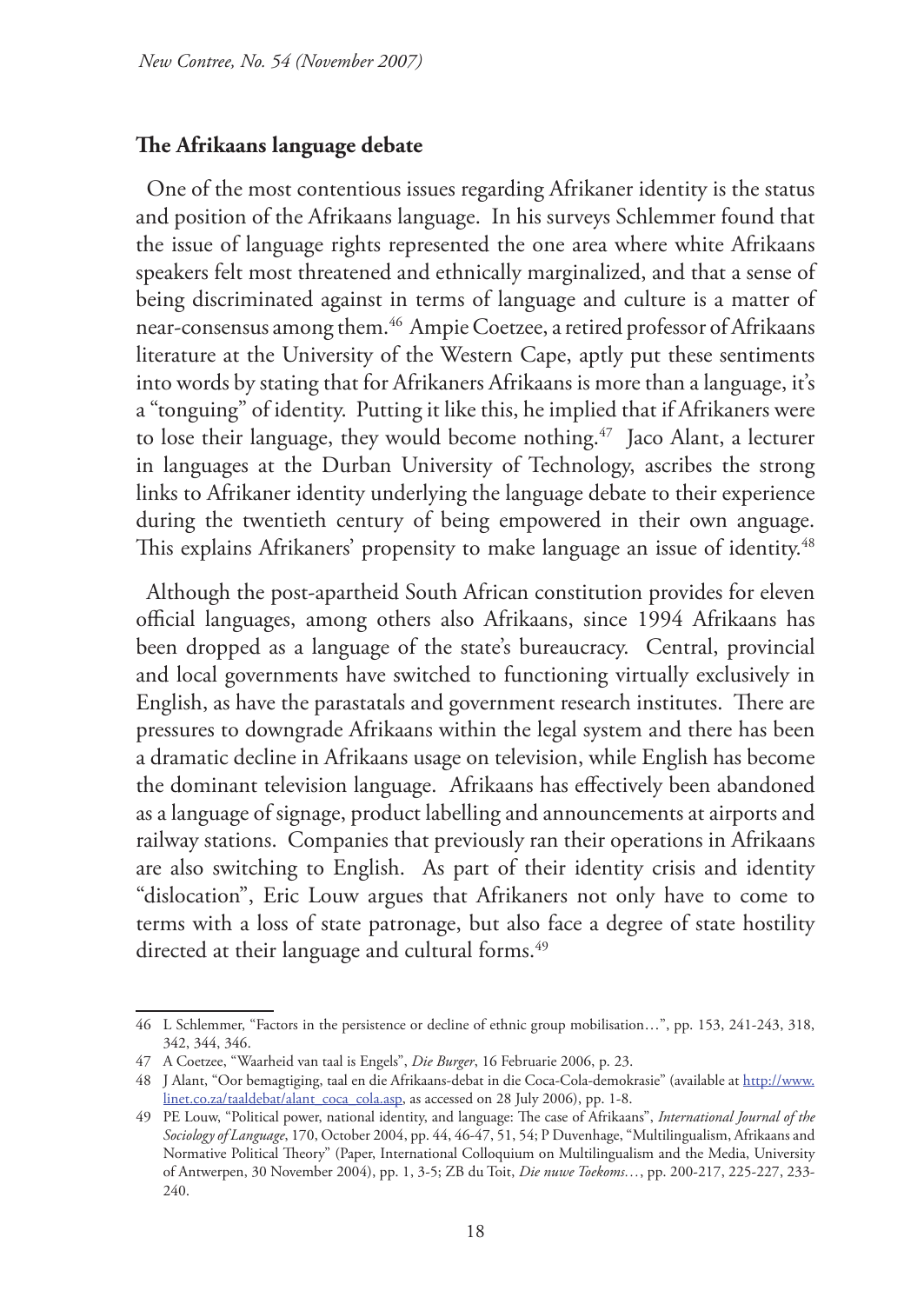## The Afrikaans language debate

One of the most contentious issues regarding Afrikaner identity is the status and position of the Afrikaans language. In his surveys Schlemmer found that the issue of language rights represented the one area where white Afrikaans speakers felt most threatened and ethnically marginalized, and that a sense of being discriminated against in terms of language and culture is a matter of near-consensus among them.[46] Ampie Coetzee, a retired professor of Afrikaans literature at the University of the Western Cape, aptly put these sentiments into words by stating that for Afrikaners Afrikaans is more than a language, it's a "tonguing" of identity. Putting it like this, he implied that if Afrikaners were to lose their language, they would become nothing.[47] Jaco Alant, a lecturer in languages at the Durban University of Technology, ascribes the strong links to Afrikaner identity underlying the language debate to their experience during the twentieth century of being empowered in their own anguage. This explains Afrikaners' propensity to make language an issue of identity.[48]

Although the post-apartheid South African constitution provides for eleven official languages, among others also Afrikaans, since 1994 Afrikaans has been dropped as a language of the state's bureaucracy. Central, provincial and local governments have switched to functioning virtually exclusively in English, as have the parastatals and government research institutes. There are pressures to downgrade Afrikaans within the legal system and there has been a dramatic decline in Afrikaans usage on television, while English has become the dominant television language. Afrikaans has effectively been abandoned as a language of signage, product labelling and announcements at airports and railway stations. Companies that previously ran their operations in Afrikaans are also switching to English. As part of their identity crisis and identity "dislocation", Eric Louw argues that Afrikaners not only have to come to terms with a loss of state patronage, but also face a degree of state hostility directed at their language and cultural forms.[49]

---

46 L Schlemmer, "Factors in the persistence or decline of ethnic group mobilisation…", pp. 153, 241-243, 318, 342, 344, 346.

47 A Coetzee, "Waarheid van taal is Engels", *Die Burger*, 16 Februarie 2006, p. 23.

48 J Alant, "Oor bemagtiging, taal en die Afrikaans-debat in die Coca-Cola-demokrasie" (available at http://www.linet.co.za/taaldebat/alant_coca_cola.asp, as accessed on 28 July 2006), pp. 1-8.

49 PE Louw, "Political power, national identity, and language: The case of Afrikaans", *International Journal of the Sociology of Language*, 170, October 2004, pp. 44, 46-47, 51, 54; P Duvenhage, "Multilingualism, Afrikaans and Normative Political Theory" (Paper, International Colloquium on Multilingualism and the Media, University of Antwerpen, 30 November 2004), pp. 1, 3-5; ZB du Toit, *Die nuwe Toekoms…*, pp. 200-217, 225-227, 233-240.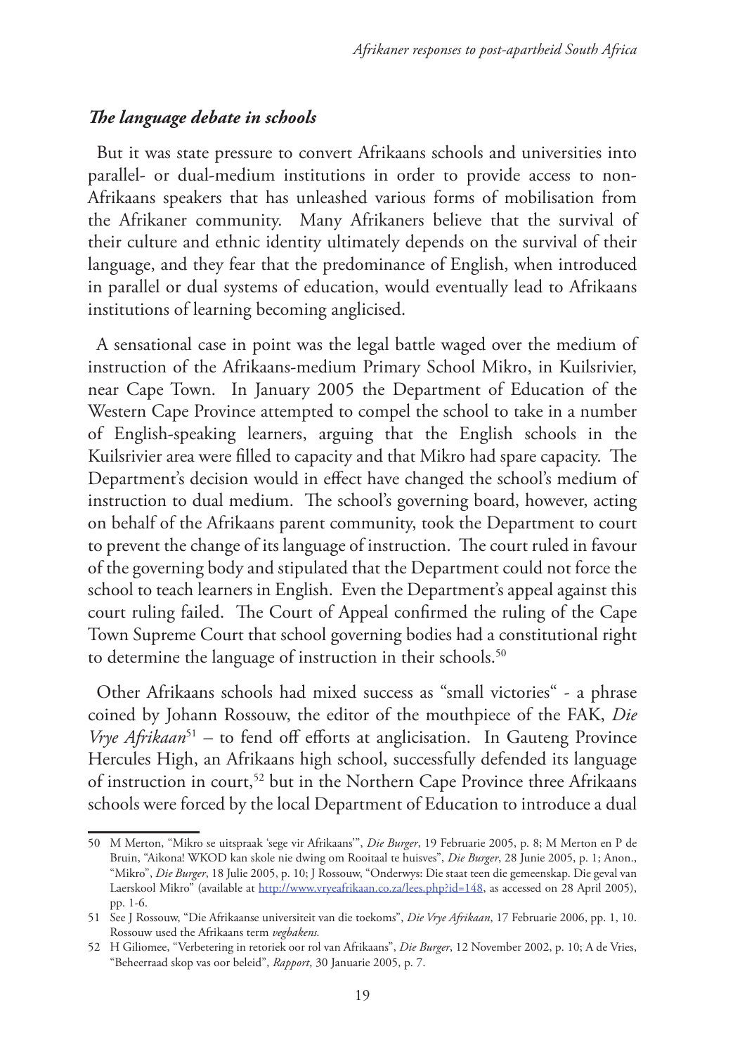### *The language debate in schools*

But it was state pressure to convert Afrikaans schools and universities into parallel- or dual-medium institutions in order to provide access to non-Afrikaans speakers that has unleashed various forms of mobilisation from the Afrikaner community. Many Afrikaners believe that the survival of their culture and ethnic identity ultimately depends on the survival of their language, and they fear that the predominance of English, when introduced in parallel or dual systems of education, would eventually lead to Afrikaans institutions of learning becoming anglicised.

A sensational case in point was the legal battle waged over the medium of instruction of the Afrikaans-medium Primary School Mikro, in Kuilsrivier, near Cape Town. In January 2005 the Department of Education of the Western Cape Province attempted to compel the school to take in a number of English-speaking learners, arguing that the English schools in the Kuilsrivier area were filled to capacity and that Mikro had spare capacity. The Department's decision would in effect have changed the school's medium of instruction to dual medium. The school's governing board, however, acting on behalf of the Afrikaans parent community, took the Department to court to prevent the change of its language of instruction. The court ruled in favour of the governing body and stipulated that the Department could not force the school to teach learners in English. Even the Department's appeal against this court ruling failed. The Court of Appeal confirmed the ruling of the Cape Town Supreme Court that school governing bodies had a constitutional right to determine the language of instruction in their schools.[50]

Other Afrikaans schools had mixed success as "small victories" - a phrase coined by Johann Rossouw, the editor of the mouthpiece of the FAK, *Die Vrye Afrikaan*[51] – to fend off efforts at anglicisation. In Gauteng Province Hercules High, an Afrikaans high school, successfully defended its language of instruction in court,[52] but in the Northern Cape Province three Afrikaans schools were forced by the local Department of Education to introduce a dual

---

50 M Merton, "Mikro se uitspraak 'sege vir Afrikaans'", *Die Burger*, 19 Februarie 2005, p. 8; M Merton en P de Bruin, "Aikona! WKOD kan skole nie dwing om Rooitaal te huisves", *Die Burger*, 28 Junie 2005, p. 1; Anon., "Mikro", *Die Burger*, 18 Julie 2005, p. 10; J Rossouw, "Onderwys: Die staat teen die gemeenskap. Die geval van Laerskool Mikro" (available at http://www.vryeafrikaan.co.za/lees.php?id=148, as accessed on 28 April 2005), pp. 1-6.

51 See J Rossouw, "Die Afrikaanse universiteit van die toekoms", *Die Vrye Afrikaan*, 17 Februarie 2006, pp. 1, 10. Rossouw used the Afrikaans term *vegbakens.*

52 H Giliomee, "Verbetering in retoriek oor rol van Afrikaans", *Die Burger*, 12 November 2002, p. 10; A de Vries, "Beheerraad skop vas oor beleid", *Rapport*, 30 Januarie 2005, p. 7.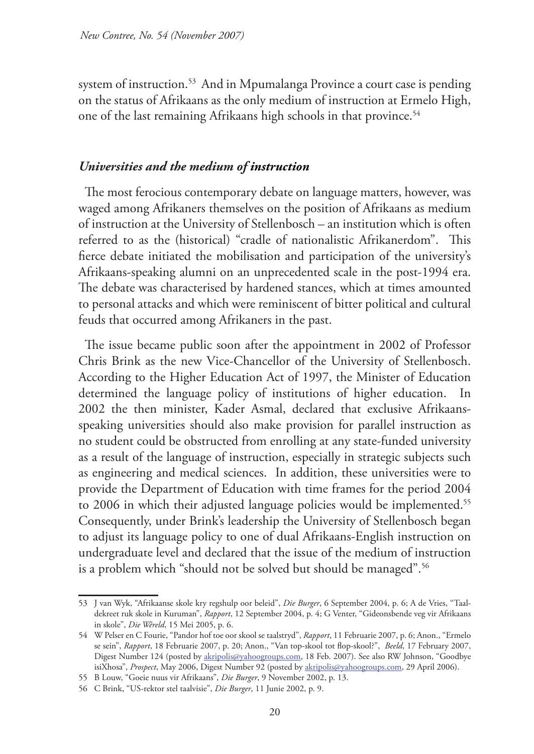system of instruction.[53] And in Mpumalanga Province a court case is pending on the status of Afrikaans as the only medium of instruction at Ermelo High, one of the last remaining Afrikaans high schools in that province.[54]

### *Universities and the medium of instruction*

The most ferocious contemporary debate on language matters, however, was waged among Afrikaners themselves on the position of Afrikaans as medium of instruction at the University of Stellenbosch – an institution which is often referred to as the (historical) "cradle of nationalistic Afrikanerdom". This fierce debate initiated the mobilisation and participation of the university's Afrikaans-speaking alumni on an unprecedented scale in the post-1994 era. The debate was characterised by hardened stances, which at times amounted to personal attacks and which were reminiscent of bitter political and cultural feuds that occurred among Afrikaners in the past.

The issue became public soon after the appointment in 2002 of Professor Chris Brink as the new Vice-Chancellor of the University of Stellenbosch. According to the Higher Education Act of 1997, the Minister of Education determined the language policy of institutions of higher education. In 2002 the then minister, Kader Asmal, declared that exclusive Afrikaans-speaking universities should also make provision for parallel instruction as no student could be obstructed from enrolling at any state-funded university as a result of the language of instruction, especially in strategic subjects such as engineering and medical sciences. In addition, these universities were to provide the Department of Education with time frames for the period 2004 to 2006 in which their adjusted language policies would be implemented.[55] Consequently, under Brink's leadership the University of Stellenbosch began to adjust its language policy to one of dual Afrikaans-English instruction on undergraduate level and declared that the issue of the medium of instruction is a problem which "should not be solved but should be managed".[56]

---

53 J van Wyk, "Afrikaanse skole kry regshulp oor beleid", *Die Burger*, 6 September 2004, p. 6; A de Vries, "Taaldekreet ruk skole in Kuruman", *Rapport*, 12 September 2004, p. 4; G Venter, "Gideonsbende veg vir Afrikaans in skole", *Die Wêreld*, 15 Mei 2005, p. 6.

54 W Pelser en C Fourie, "Pandor hof toe oor skool se taalstryd", *Rapport*, 11 Februarie 2007, p. 6; Anon., "Ermelo se sein", *Rapport*, 18 Februarie 2007, p. 20; Anon., "Van top-skool tot flop-skool?", *Beeld*, 17 February 2007, Digest Number 124 (posted by akripolis@yahoogroups.com, 18 Feb. 2007). See also RW Johnson, "Goodbye isiXhosa", *Prospect*, May 2006, Digest Number 92 (posted by akripolis@yahoogroups.com, 29 April 2006).

55 B Louw, "Goeie nuus vir Afrikaans", *Die Burger*, 9 November 2002, p. 13.

56 C Brink, "US-rektor stel taalvisie", *Die Burger*, 11 Junie 2002, p. 9.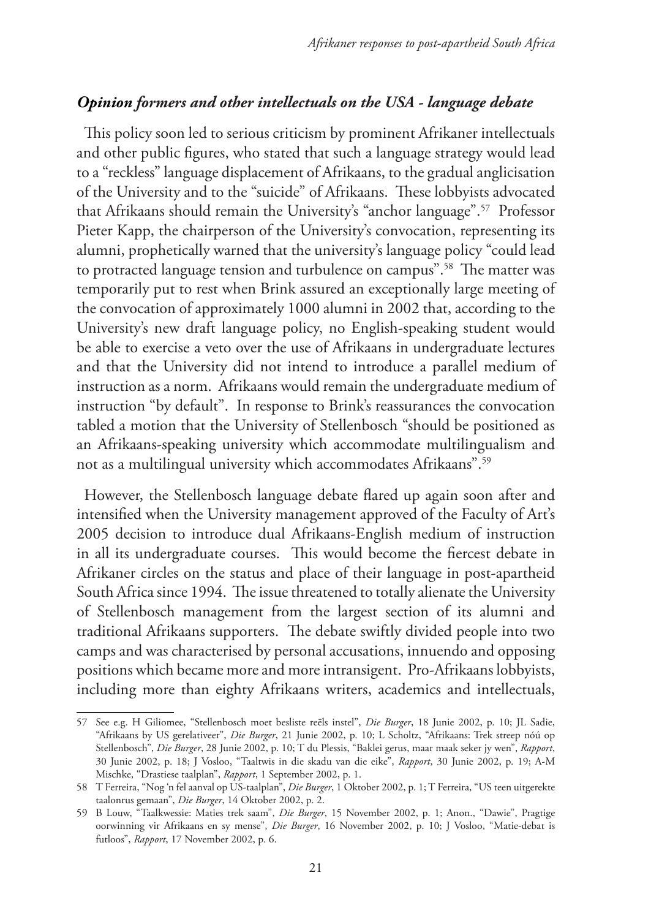### *Opinion formers and other intellectuals on the USA - language debate*

This policy soon led to serious criticism by prominent Afrikaner intellectuals and other public figures, who stated that such a language strategy would lead to a "reckless" language displacement of Afrikaans, to the gradual anglicisation of the University and to the "suicide" of Afrikaans. These lobbyists advocated that Afrikaans should remain the University's "anchor language".[57] Professor Pieter Kapp, the chairperson of the University's convocation, representing its alumni, prophetically warned that the university's language policy "could lead to protracted language tension and turbulence on campus".[58] The matter was temporarily put to rest when Brink assured an exceptionally large meeting of the convocation of approximately 1000 alumni in 2002 that, according to the University's new draft language policy, no English-speaking student would be able to exercise a veto over the use of Afrikaans in undergraduate lectures and that the University did not intend to introduce a parallel medium of instruction as a norm. Afrikaans would remain the undergraduate medium of instruction "by default". In response to Brink's reassurances the convocation tabled a motion that the University of Stellenbosch "should be positioned as an Afrikaans-speaking university which accommodate multilingualism and not as a multilingual university which accommodates Afrikaans".[59]

However, the Stellenbosch language debate flared up again soon after and intensified when the University management approved of the Faculty of Art's 2005 decision to introduce dual Afrikaans-English medium of instruction in all its undergraduate courses. This would become the fiercest debate in Afrikaner circles on the status and place of their language in post-apartheid South Africa since 1994. The issue threatened to totally alienate the University of Stellenbosch management from the largest section of its alumni and traditional Afrikaans supporters. The debate swiftly divided people into two camps and was characterised by personal accusations, innuendo and opposing positions which became more and more intransigent. Pro-Afrikaans lobbyists, including more than eighty Afrikaans writers, academics and intellectuals,

---

57 See e.g. H Giliomee, "Stellenbosch moet besliste reëls instel", *Die Burger*, 18 Junie 2002, p. 10; JL Sadie, "Afrikaans by US gerelativeer", *Die Burger*, 21 Junie 2002, p. 10; L Scholtz, "Afrikaans: Trek streep nóú op Stellenbosch", *Die Burger*, 28 Junie 2002, p. 10; T du Plessis, "Baklei gerus, maar maak seker jy wen", *Rapport*, 30 Junie 2002, p. 18; J Vosloo, "Taaltwis in die skadu van die eike", *Rapport*, 30 Junie 2002, p. 19; A-M Mischke, "Drastiese taalplan", *Rapport*, 1 September 2002, p. 1.

58 T Ferreira, "Nog 'n fel aanval op US-taalplan", *Die Burger*, 1 Oktober 2002, p. 1; T Ferreira, "US teen uitgerekte taalonrus gemaan", *Die Burger*, 14 Oktober 2002, p. 2.

59 B Louw, "Taalkwessie: Maties trek saam", *Die Burger*, 15 November 2002, p. 1; Anon., "Dawie", Pragtige oorwinning vir Afrikaans en sy mense", *Die Burger*, 16 November 2002, p. 10; J Vosloo, "Matie-debat is futloos", *Rapport*, 17 November 2002, p. 6.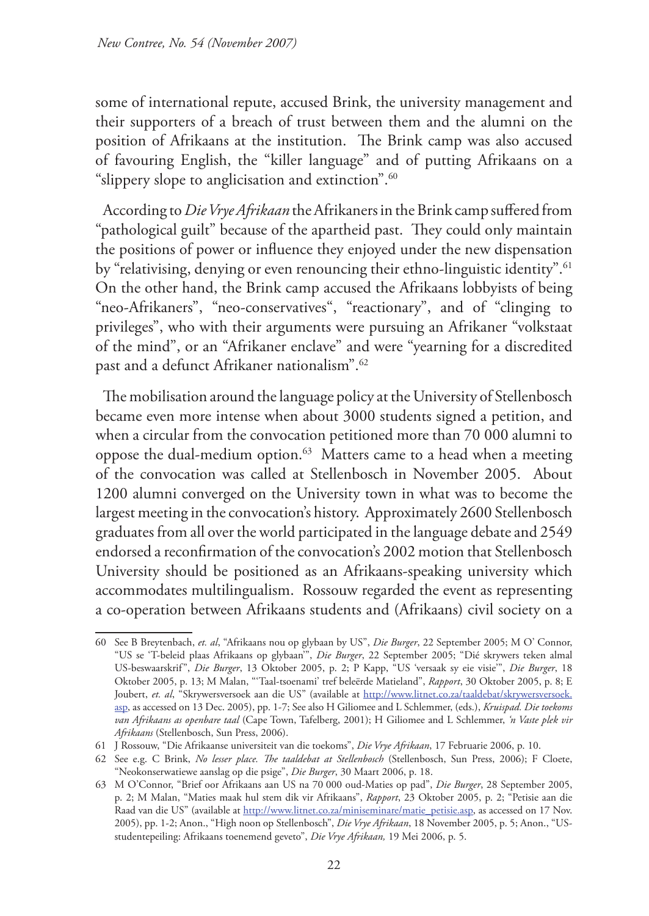some of international repute, accused Brink, the university management and their supporters of a breach of trust between them and the alumni on the position of Afrikaans at the institution. The Brink camp was also accused of favouring English, the "killer language" and of putting Afrikaans on a "slippery slope to anglicisation and extinction".[60]

According to *Die Vrye Afrikaan* the Afrikaners in the Brink camp suffered from "pathological guilt" because of the apartheid past. They could only maintain the positions of power or influence they enjoyed under the new dispensation by "relativising, denying or even renouncing their ethno-linguistic identity".[61] On the other hand, the Brink camp accused the Afrikaans lobbyists of being "neo-Afrikaners", "neo-conservatives", "reactionary", and of "clinging to privileges", who with their arguments were pursuing an Afrikaner "volkstaat of the mind", or an "Afrikaner enclave" and were "yearning for a discredited past and a defunct Afrikaner nationalism".[62]

The mobilisation around the language policy at the University of Stellenbosch became even more intense when about 3000 students signed a petition, and when a circular from the convocation petitioned more than 70 000 alumni to oppose the dual-medium option.[63] Matters came to a head when a meeting of the convocation was called at Stellenbosch in November 2005. About 1200 alumni converged on the University town in what was to become the largest meeting in the convocation's history. Approximately 2600 Stellenbosch graduates from all over the world participated in the language debate and 2549 endorsed a reconfirmation of the convocation's 2002 motion that Stellenbosch University should be positioned as an Afrikaans-speaking university which accommodates multilingualism. Rossouw regarded the event as representing a co-operation between Afrikaans students and (Afrikaans) civil society on a

---

60 See B Breytenbach, *et. al*, "Afrikaans nou op glybaan by US", *Die Burger*, 22 September 2005; M O' Connor, "US se 'T-beleid plaas Afrikaans op glybaan'", *Die Burger*, 22 September 2005; "Dié skrywers teken almal US-beswaarskrif", *Die Burger*, 13 Oktober 2005, p. 2; P Kapp, "US 'versaak sy eie visie'", *Die Burger*, 18 Oktober 2005, p. 13; M Malan, "'Taal-tsoenami' tref beleërde Matieland", *Rapport*, 30 Oktober 2005, p. 8; E Joubert, *et. al*, "Skrywersversoek aan die US" (available at http://www.litnet.co.za/taaldebat/skrywersversoek.asp, as accessed on 13 Dec. 2005), pp. 1-7; See also H Giliomee and L Schlemmer, (eds.), *Kruispad. Die toekoms van Afrikaans as openbare taal* (Cape Town, Tafelberg, 2001); H Giliomee and L Schlemmer, *'n Vaste plek vir Afrikaans* (Stellenbosch, Sun Press, 2006).

61 J Rossouw, "Die Afrikaanse universiteit van die toekoms", *Die Vrye Afrikaan*, 17 Februarie 2006, p. 10.

62 See e.g. C Brink, *No lesser place. The taaldebat at Stellenbosch* (Stellenbosch, Sun Press, 2006); F Cloete, "Neokonserwatiewe aanslag op die psige", *Die Burger*, 30 Maart 2006, p. 18.

63 M O'Connor, "Brief oor Afrikaans aan US na 70 000 oud-Maties op pad", *Die Burger*, 28 September 2005, p. 2; M Malan, "Maties maak hul stem dik vir Afrikaans", *Rapport*, 23 Oktober 2005, p. 2; "Petisie aan die Raad van die US" (available at http://www.litnet.co.za/miniseminare/matie_petisie.asp, as accessed on 17 Nov. 2005), pp. 1-2; Anon., "High noon op Stellenbosch", *Die Vrye Afrikaan*, 18 November 2005, p. 5; Anon., "US-studentepeiling: Afrikaans toenemend geveto", *Die Vrye Afrikaan,* 19 Mei 2006, p. 5.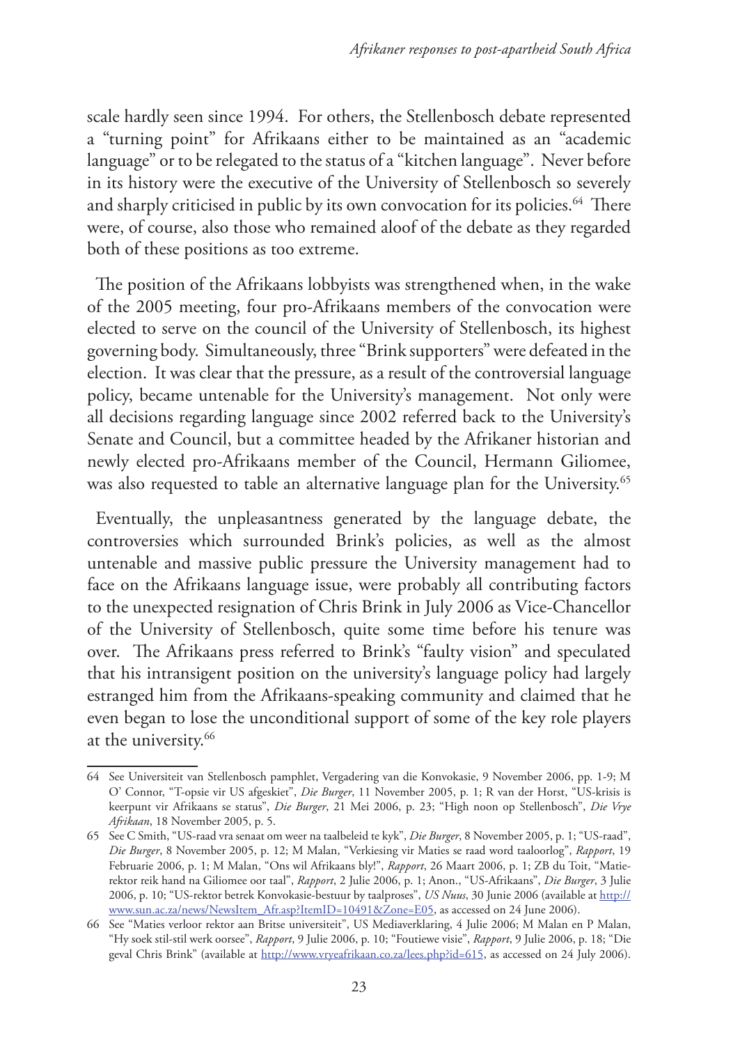scale hardly seen since 1994. For others, the Stellenbosch debate represented a "turning point" for Afrikaans either to be maintained as an "academic language" or to be relegated to the status of a "kitchen language". Never before in its history were the executive of the University of Stellenbosch so severely and sharply criticised in public by its own convocation for its policies.[64] There were, of course, also those who remained aloof of the debate as they regarded both of these positions as too extreme.

The position of the Afrikaans lobbyists was strengthened when, in the wake of the 2005 meeting, four pro-Afrikaans members of the convocation were elected to serve on the council of the University of Stellenbosch, its highest governing body. Simultaneously, three "Brink supporters" were defeated in the election. It was clear that the pressure, as a result of the controversial language policy, became untenable for the University's management. Not only were all decisions regarding language since 2002 referred back to the University's Senate and Council, but a committee headed by the Afrikaner historian and newly elected pro-Afrikaans member of the Council, Hermann Giliomee, was also requested to table an alternative language plan for the University.[65]

Eventually, the unpleasantness generated by the language debate, the controversies which surrounded Brink's policies, as well as the almost untenable and massive public pressure the University management had to face on the Afrikaans language issue, were probably all contributing factors to the unexpected resignation of Chris Brink in July 2006 as Vice-Chancellor of the University of Stellenbosch, quite some time before his tenure was over. The Afrikaans press referred to Brink's "faulty vision" and speculated that his intransigent position on the university's language policy had largely estranged him from the Afrikaans-speaking community and claimed that he even began to lose the unconditional support of some of the key role players at the university.[66]

---

64 See Universiteit van Stellenbosch pamphlet, Vergadering van die Konvokasie, 9 November 2006, pp. 1-9; M O' Connor, "T-opsie vir US afgeskiet", *Die Burger*, 11 November 2005, p. 1; R van der Horst, "US-krisis is keerpunt vir Afrikaans se status", *Die Burger*, 21 Mei 2006, p. 23; "High noon op Stellenbosch", *Die Vrye Afrikaan*, 18 November 2005, p. 5.

65 See C Smith, "US-raad vra senaat om weer na taalbeleid te kyk", *Die Burger*, 8 November 2005, p. 1; "US-raad", *Die Burger*, 8 November 2005, p. 12; M Malan, "Verkiesing vir Maties se raad word taaloorlog", *Rapport*, 19 Februarie 2006, p. 1; M Malan, "Ons wil Afrikaans bly!", *Rapport*, 26 Maart 2006, p. 1; ZB du Toit, "Matie-rektor reik hand na Giliomee oor taal", *Rapport*, 2 Julie 2006, p. 1; Anon., "US-Afrikaans", *Die Burger*, 3 Julie 2006, p. 10; "US-rektor betrek Konvokasie-bestuur by taalproses", *US Nuus*, 30 Junie 2006 (available at http://www.sun.ac.za/news/NewsItem_Afr.asp?ItemID=10491&Zone=E05, as accessed on 24 June 2006).

66 See "Maties verloor rektor aan Britse universiteit", US Mediaverklaring, 4 Julie 2006; M Malan en P Malan, "Hy soek stil-stil werk oorsee", *Rapport*, 9 Julie 2006, p. 10; "Foutiewe visie", *Rapport*, 9 Julie 2006, p. 18; "Die geval Chris Brink" (available at http://www.vryeafrikaan.co.za/lees.php?id=615, as accessed on 24 July 2006).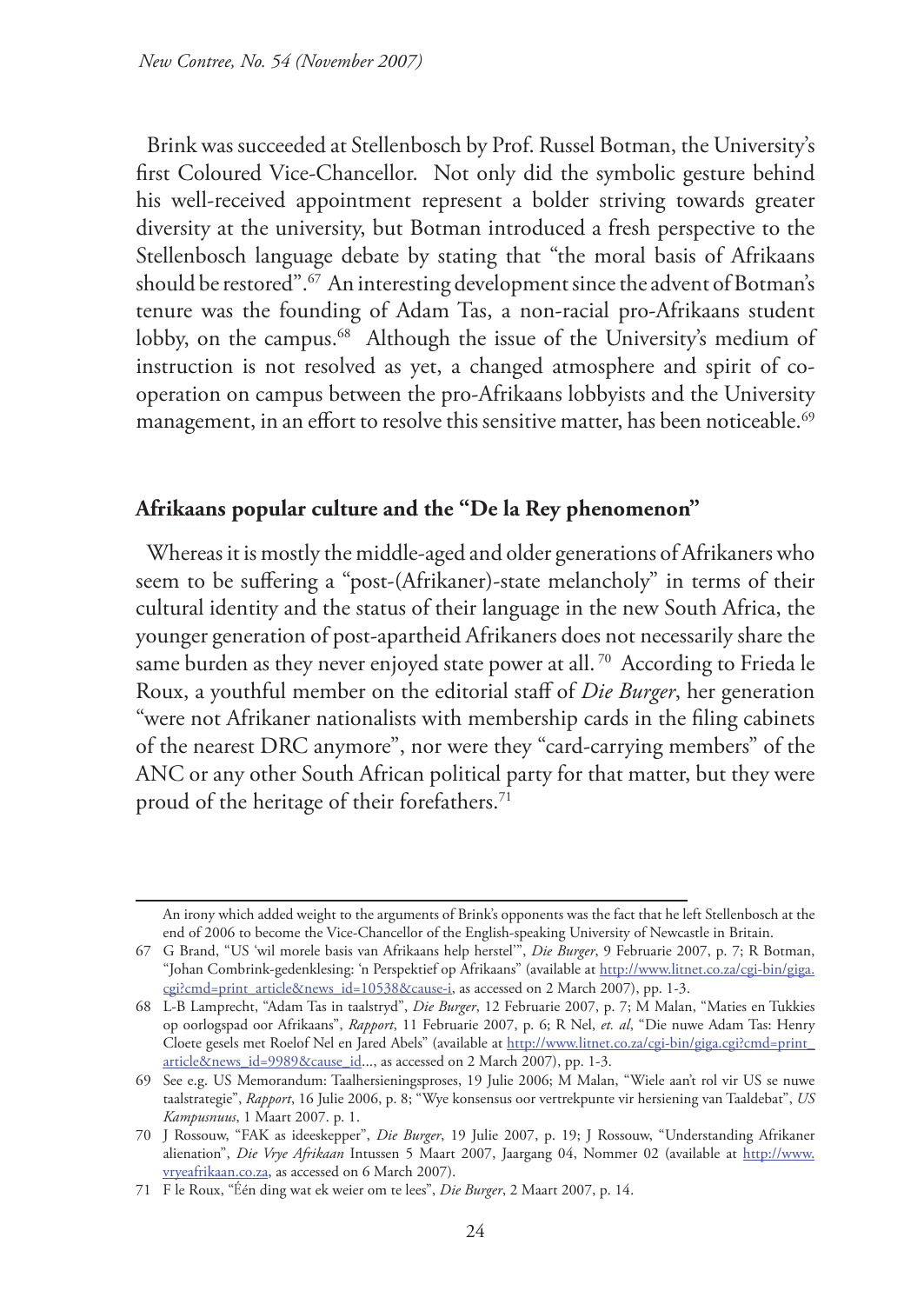Brink was succeeded at Stellenbosch by Prof. Russel Botman, the University's first Coloured Vice-Chancellor. Not only did the symbolic gesture behind his well-received appointment represent a bolder striving towards greater diversity at the university, but Botman introduced a fresh perspective to the Stellenbosch language debate by stating that "the moral basis of Afrikaans should be restored".[67] An interesting development since the advent of Botman's tenure was the founding of Adam Tas, a non-racial pro-Afrikaans student lobby, on the campus.[68] Although the issue of the University's medium of instruction is not resolved as yet, a changed atmosphere and spirit of co-operation on campus between the pro-Afrikaans lobbyists and the University management, in an effort to resolve this sensitive matter, has been noticeable.[69]

## Afrikaans popular culture and the "De la Rey phenomenon"

Whereas it is mostly the middle-aged and older generations of Afrikaners who seem to be suffering a "post-(Afrikaner)-state melancholy" in terms of their cultural identity and the status of their language in the new South Africa, the younger generation of post-apartheid Afrikaners does not necessarily share the same burden as they never enjoyed state power at all.[70] According to Frieda le Roux, a youthful member on the editorial staff of *Die Burger*, her generation "were not Afrikaner nationalists with membership cards in the filing cabinets of the nearest DRC anymore", nor were they "card-carrying members" of the ANC or any other South African political party for that matter, but they were proud of the heritage of their forefathers.[71]

---

An irony which added weight to the arguments of Brink's opponents was the fact that he left Stellenbosch at the end of 2006 to become the Vice-Chancellor of the English-speaking University of Newcastle in Britain.

67 G Brand, "US 'wil morele basis van Afrikaans help herstel'", *Die Burger*, 9 Februarie 2007, p. 7; R Botman, "Johan Combrink-gedenklesing: 'n Perspektief op Afrikaans" (available at http://www.litnet.co.za/cgi-bin/giga.cgi?cmd=print_article&news_id=10538&cause-i, as accessed on 2 March 2007), pp. 1-3.

68 L-B Lamprecht, "Adam Tas in taalstryd", *Die Burger*, 12 Februarie 2007, p. 7; M Malan, "Maties en Tukkies op oorlogspad oor Afrikaans", *Rapport*, 11 Februarie 2007, p. 6; R Nel, *et. al*, "Die nuwe Adam Tas: Henry Cloete gesels met Roelof Nel en Jared Abels" (available at http://www.litnet.co.za/cgi-bin/giga.cgi?cmd=print_article&news_id=9989&cause_id..., as accessed on 2 March 2007), pp. 1-3.

69 See e.g. US Memorandum: Taalhersieningsproses, 19 Julie 2006; M Malan, "Wiele aan't rol vir US se nuwe taalstrategie", *Rapport*, 16 Julie 2006, p. 8; "Wye konsensus oor vertrekpunte vir hersiening van Taaldebat", *US Kampusnuus*, 1 Maart 2007. p. 1.

70 J Rossouw, "FAK as ideeskepper", *Die Burger*, 19 Julie 2007, p. 19; J Rossouw, "Understanding Afrikaner alienation", *Die Vrye Afrikaan* Intussen 5 Maart 2007, Jaargang 04, Nommer 02 (available at http://www.vryeafrikaan.co.za, as accessed on 6 March 2007).

71 F le Roux, "Één ding wat ek weier om te lees", *Die Burger*, 2 Maart 2007, p. 14.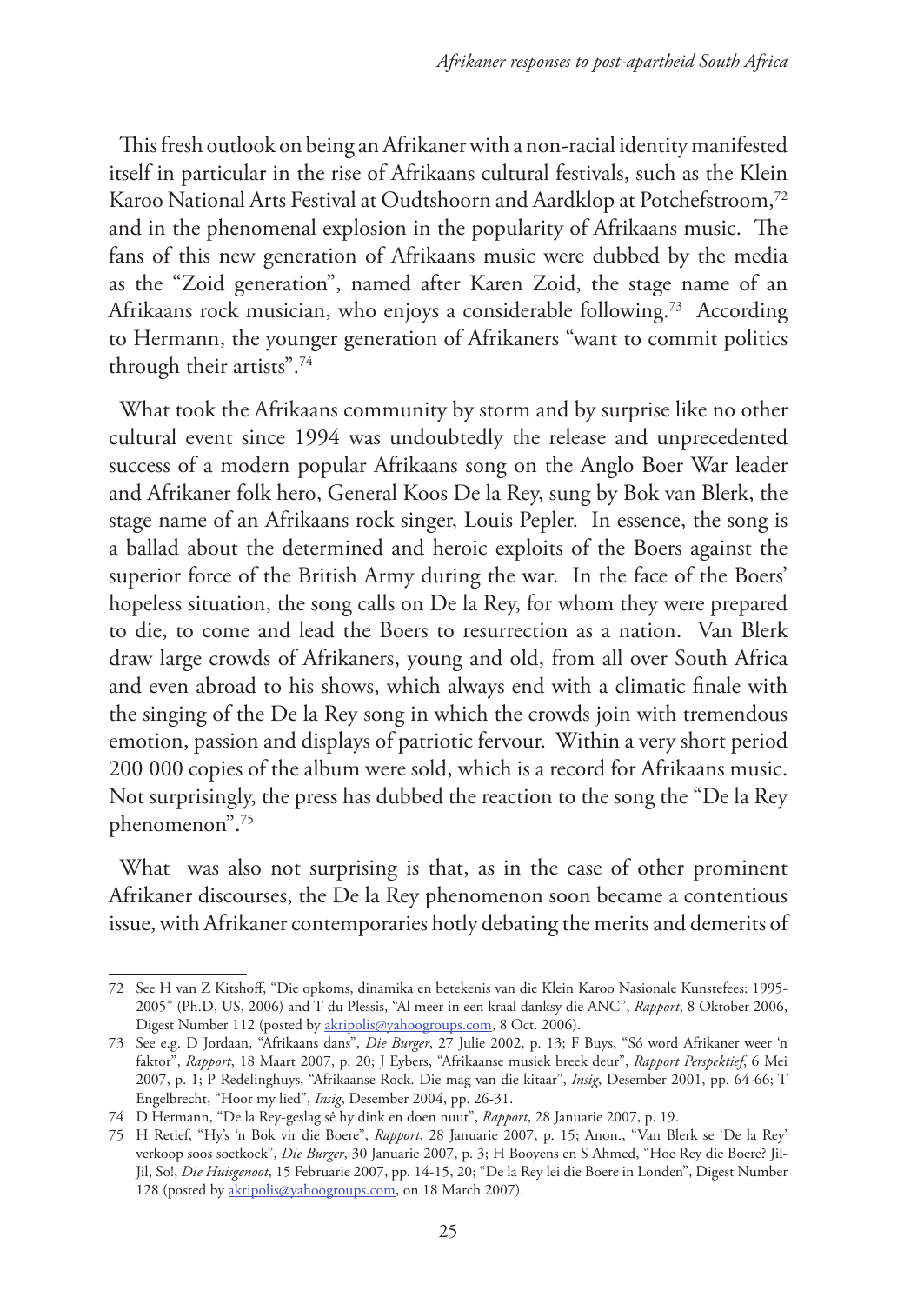This fresh outlook on being an Afrikaner with a non-racial identity manifested itself in particular in the rise of Afrikaans cultural festivals, such as the Klein Karoo National Arts Festival at Oudtshoorn and Aardklop at Potchefstroom,[72] and in the phenomenal explosion in the popularity of Afrikaans music. The fans of this new generation of Afrikaans music were dubbed by the media as the "Zoid generation", named after Karen Zoid, the stage name of an Afrikaans rock musician, who enjoys a considerable following.[73] According to Hermann, the younger generation of Afrikaners "want to commit politics through their artists".[74]

What took the Afrikaans community by storm and by surprise like no other cultural event since 1994 was undoubtedly the release and unprecedented success of a modern popular Afrikaans song on the Anglo Boer War leader and Afrikaner folk hero, General Koos De la Rey, sung by Bok van Blerk, the stage name of an Afrikaans rock singer, Louis Pepler. In essence, the song is a ballad about the determined and heroic exploits of the Boers against the superior force of the British Army during the war. In the face of the Boers' hopeless situation, the song calls on De la Rey, for whom they were prepared to die, to come and lead the Boers to resurrection as a nation. Van Blerk draw large crowds of Afrikaners, young and old, from all over South Africa and even abroad to his shows, which always end with a climatic finale with the singing of the De la Rey song in which the crowds join with tremendous emotion, passion and displays of patriotic fervour. Within a very short period 200 000 copies of the album were sold, which is a record for Afrikaans music. Not surprisingly, the press has dubbed the reaction to the song the "De la Rey phenomenon".[75]

What was also not surprising is that, as in the case of other prominent Afrikaner discourses, the De la Rey phenomenon soon became a contentious issue, with Afrikaner contemporaries hotly debating the merits and demerits of

---

72 See H van Z Kitshoff, "Die opkoms, dinamika en betekenis van die Klein Karoo Nasionale Kunstefees: 1995-2005" (Ph.D, US, 2006) and T du Plessis, "Al meer in een kraal danksy die ANC", *Rapport*, 8 Oktober 2006, Digest Number 112 (posted by akripolis@yahoogroups.com, 8 Oct. 2006).

73 See e.g. D Jordaan, "Afrikaans dans", *Die Burger*, 27 Julie 2002, p. 13; F Buys, "Só word Afrikaner weer 'n faktor", *Rapport*, 18 Maart 2007, p. 20; J Eybers, "Afrikaanse musiek breek deur", *Rapport Perspektief*, 6 Mei 2007, p. 1; P Redelinghuys, "Afrikaanse Rock. Die mag van die kitaar", *Insig*, Desember 2001, pp. 64-66; T Engelbrecht, "Hoor my lied", *Insig*, Desember 2004, pp. 26-31.

74 D Hermann, "De la Rey-geslag sê hy dink en doen nuut", *Rapport*, 28 Januarie 2007, p. 19.

75 H Retief, "Hy's 'n Bok vir die Boere", *Rapport*, 28 Januarie 2007, p. 15; Anon., "Van Blerk se 'De la Rey' verkoop soos soetkoek", *Die Burger*, 30 Januarie 2007, p. 3; H Booyens en S Ahmed, "Hoe Rey die Boere? Jil-Jil, So!, *Die Huisgenoot*, 15 Februarie 2007, pp. 14-15, 20; "De la Rey lei die Boere in Londen", Digest Number 128 (posted by akripolis@yahoogroups.com, on 18 March 2007).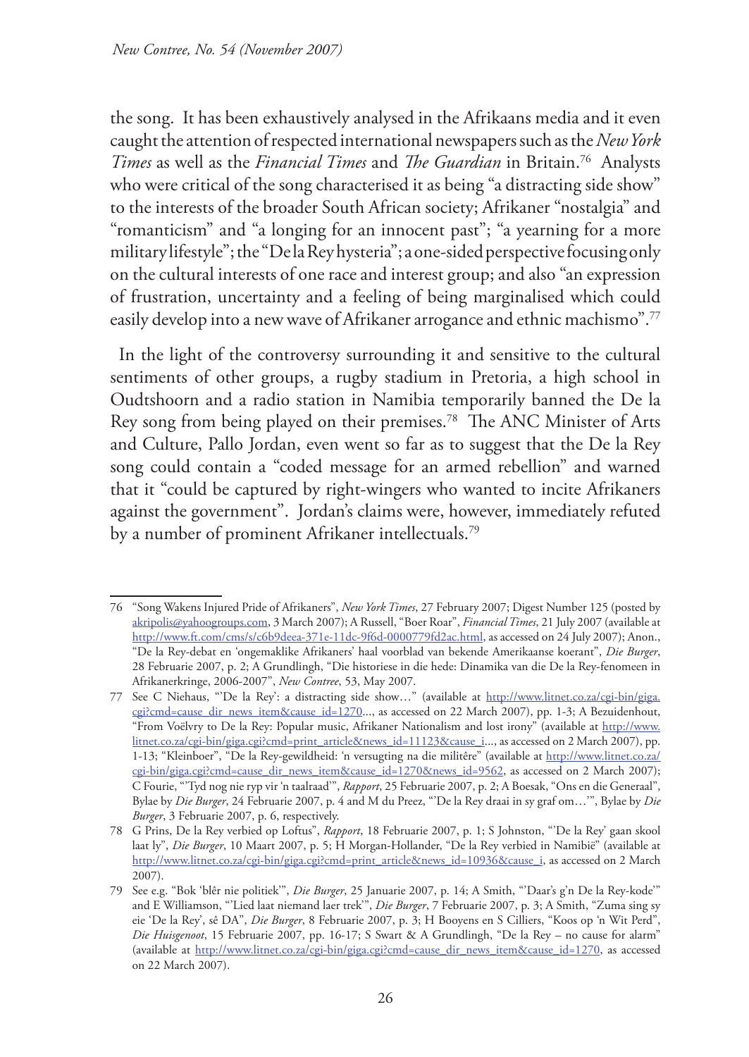the song. It has been exhaustively analysed in the Afrikaans media and it even caught the attention of respected international newspapers such as the *New York Times* as well as the *Financial Times* and *The Guardian* in Britain.[76] Analysts who were critical of the song characterised it as being "a distracting side show" to the interests of the broader South African society; Afrikaner "nostalgia" and "romanticism" and "a longing for an innocent past"; "a yearning for a more military lifestyle"; the "De la Rey hysteria"; a one-sided perspective focusing only on the cultural interests of one race and interest group; and also "an expression of frustration, uncertainty and a feeling of being marginalised which could easily develop into a new wave of Afrikaner arrogance and ethnic machismo".[77]

In the light of the controversy surrounding it and sensitive to the cultural sentiments of other groups, a rugby stadium in Pretoria, a high school in Oudtshoorn and a radio station in Namibia temporarily banned the De la Rey song from being played on their premises.[78] The ANC Minister of Arts and Culture, Pallo Jordan, even went so far as to suggest that the De la Rey song could contain a "coded message for an armed rebellion" and warned that it "could be captured by right-wingers who wanted to incite Afrikaners against the government". Jordan's claims were, however, immediately refuted by a number of prominent Afrikaner intellectuals.[79]

---

76 "Song Wakens Injured Pride of Afrikaners", *New York Times*, 27 February 2007; Digest Number 125 (posted by akripolis@yahoogroups.com, 3 March 2007); A Russell, "Boer Roar", *Financial Times*, 21 July 2007 (available at http://www.ft.com/cms/s/c6b9deea-371e-11dc-9f6d-0000779fd2ac.html, as accessed on 24 July 2007); Anon., "De la Rey-debat en 'ongemaklike Afrikaners' haal voorblad van bekende Amerikaanse koerant", *Die Burger*, 28 Februarie 2007, p. 2; A Grundlingh, "Die historiese in die hede: Dinamika van die De la Rey-fenomeen in Afrikanerkringe, 2006-2007", *New Contree*, 53, May 2007.

77 See C Niehaus, "'De la Rey': a distracting side show…" (available at http://www.litnet.co.za/cgi-bin/giga.cgi?cmd=cause_dir_news_item&cause_id=1270..., as accessed on 22 March 2007), pp. 1-3; A Bezuidenhout, "From Voëlvry to De la Rey: Popular music, Afrikaner Nationalism and lost irony" (available at http://www.litnet.co.za/cgi-bin/giga.cgi?cmd=print_article&news_id=11123&cause_i..., as accessed on 2 March 2007), pp. 1-13; "Kleinboer", "De la Rey-gewildheid: 'n versugting na die militêre" (available at http://www.litnet.co.za/cgi-bin/giga.cgi?cmd=cause_dir_news_item&cause_id=1270&news_id=9562, as accessed on 2 March 2007); C Fourie, "'Tyd nog nie ryp vir 'n taalraad'", *Rapport*, 25 Februarie 2007, p. 2; A Boesak, "Ons en die Generaal", Bylae by *Die Burger*, 24 Februarie 2007, p. 4 and M du Preez, "'De la Rey draai in sy graf om…'", Bylae by *Die Burger*, 3 Februarie 2007, p. 6, respectively.

78 G Prins, De la Rey verbied op Loftus", *Rapport*, 18 Februarie 2007, p. 1; S Johnston, "'De la Rey' gaan skool laat ly", *Die Burger*, 10 Maart 2007, p. 5; H Morgan-Hollander, "De la Rey verbied in Namibië" (available at http://www.litnet.co.za/cgi-bin/giga.cgi?cmd=print_article&news_id=10936&cause_i, as accessed on 2 March 2007).

79 See e.g. "Bok 'blêr nie politiek'", *Die Burger*, 25 Januarie 2007, p. 14; A Smith, "'Daar's g'n De la Rey-kode'" and E Williamson, "'Lied laat niemand laer trek'", *Die Burger*, 7 Februarie 2007, p. 3; A Smith, "Zuma sing sy eie 'De la Rey', sê DA", *Die Burger*, 8 Februarie 2007, p. 3; H Booyens en S Cilliers, "Koos op 'n Wit Perd", *Die Huisgenoot*, 15 Februarie 2007, pp. 16-17; S Swart & A Grundlingh, "De la Rey – no cause for alarm" (available at http://www.litnet.co.za/cgi-bin/giga.cgi?cmd=cause_dir_news_item&cause_id=1270, as accessed on 22 March 2007).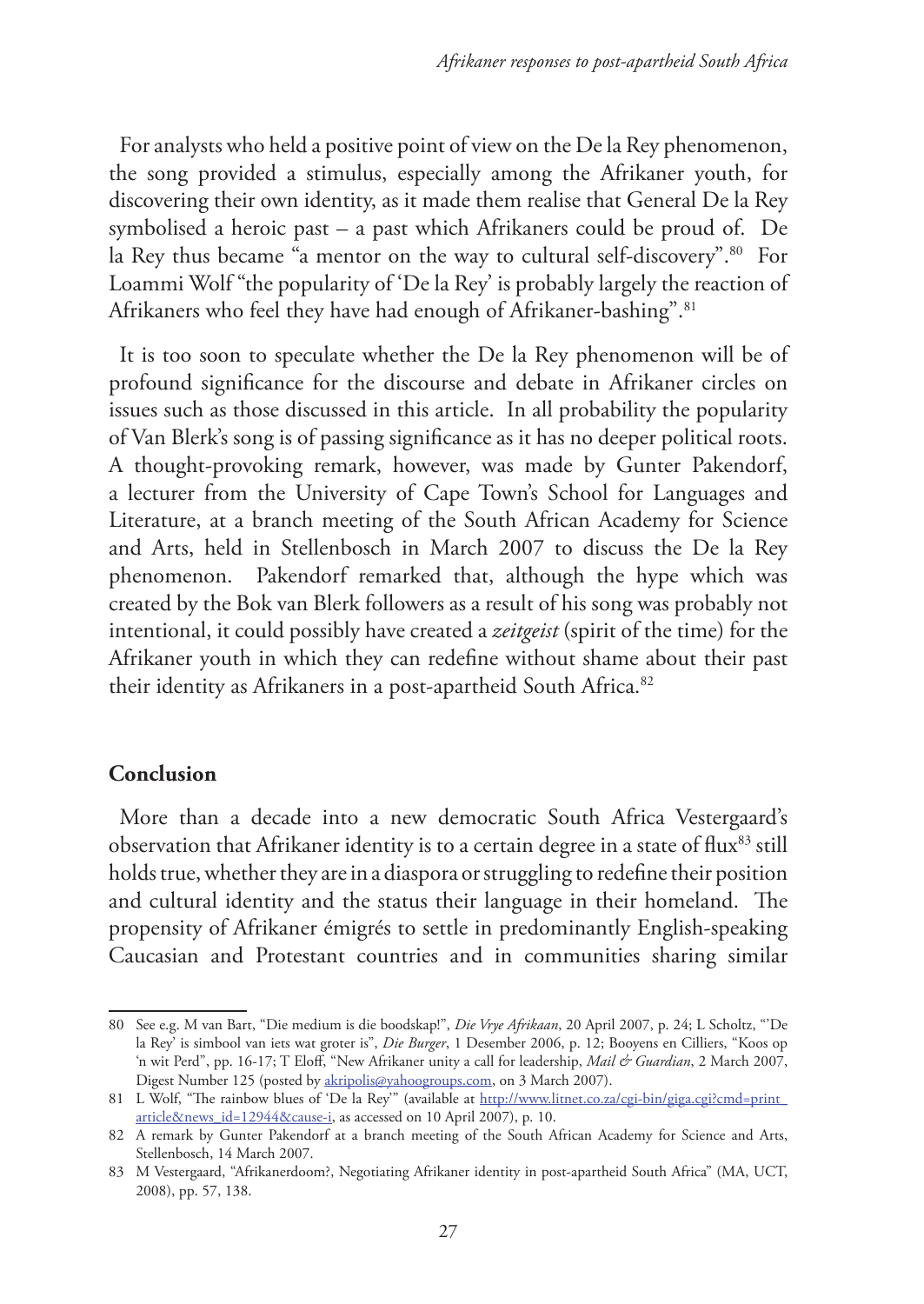For analysts who held a positive point of view on the De la Rey phenomenon, the song provided a stimulus, especially among the Afrikaner youth, for discovering their own identity, as it made them realise that General De la Rey symbolised a heroic past – a past which Afrikaners could be proud of. De la Rey thus became "a mentor on the way to cultural self-discovery".[80] For Loammi Wolf "the popularity of 'De la Rey' is probably largely the reaction of Afrikaners who feel they have had enough of Afrikaner-bashing".[81]

It is too soon to speculate whether the De la Rey phenomenon will be of profound significance for the discourse and debate in Afrikaner circles on issues such as those discussed in this article. In all probability the popularity of Van Blerk's song is of passing significance as it has no deeper political roots. A thought-provoking remark, however, was made by Gunter Pakendorf, a lecturer from the University of Cape Town's School for Languages and Literature, at a branch meeting of the South African Academy for Science and Arts, held in Stellenbosch in March 2007 to discuss the De la Rey phenomenon. Pakendorf remarked that, although the hype which was created by the Bok van Blerk followers as a result of his song was probably not intentional, it could possibly have created a *zeitgeist* (spirit of the time) for the Afrikaner youth in which they can redefine without shame about their past their identity as Afrikaners in a post-apartheid South Africa.[82]

## Conclusion

More than a decade into a new democratic South Africa Vestergaard's observation that Afrikaner identity is to a certain degree in a state of flux[83] still holds true, whether they are in a diaspora or struggling to redefine their position and cultural identity and the status their language in their homeland. The propensity of Afrikaner émigrés to settle in predominantly English-speaking Caucasian and Protestant countries and in communities sharing similar

---

80 See e.g. M van Bart, "Die medium is die boodskap!", *Die Vrye Afrikaan*, 20 April 2007, p. 24; L Scholtz, "'De la Rey' is simbool van iets wat groter is", *Die Burger*, 1 Desember 2006, p. 12; Booyens en Cilliers, "Koos op 'n wit Perd", pp. 16-17; T Eloff, "New Afrikaner unity a call for leadership, *Mail & Guardian*, 2 March 2007, Digest Number 125 (posted by akripolis@yahoogroups.com, on 3 March 2007).

81 L Wolf, "The rainbow blues of 'De la Rey'" (available at http://www.litnet.co.za/cgi-bin/giga.cgi?cmd=print_article&news_id=12944&cause-i, as accessed on 10 April 2007), p. 10.

82 A remark by Gunter Pakendorf at a branch meeting of the South African Academy for Science and Arts, Stellenbosch, 14 March 2007.

83 M Vestergaard, "Afrikanerdoom?, Negotiating Afrikaner identity in post-apartheid South Africa" (MA, UCT, 2008), pp. 57, 138.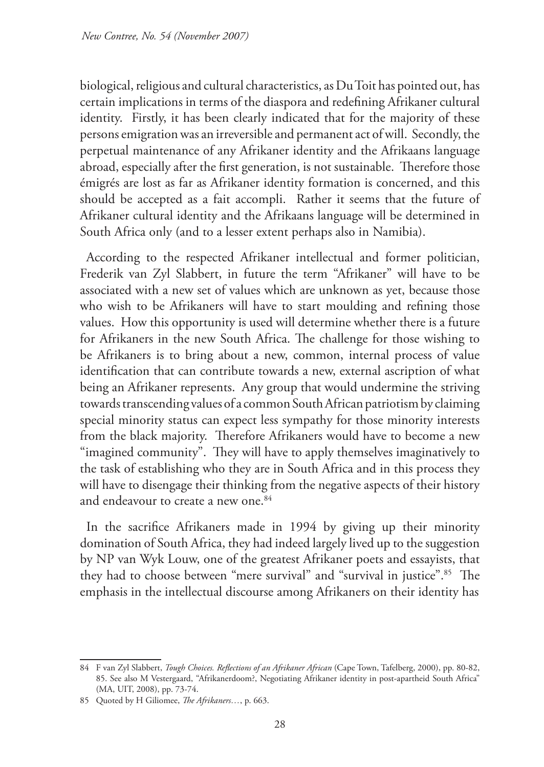biological, religious and cultural characteristics, as Du Toit has pointed out, has certain implications in terms of the diaspora and redefining Afrikaner cultural identity. Firstly, it has been clearly indicated that for the majority of these persons emigration was an irreversible and permanent act of will. Secondly, the perpetual maintenance of any Afrikaner identity and the Afrikaans language abroad, especially after the first generation, is not sustainable. Therefore those émigrés are lost as far as Afrikaner identity formation is concerned, and this should be accepted as a fait accompli. Rather it seems that the future of Afrikaner cultural identity and the Afrikaans language will be determined in South Africa only (and to a lesser extent perhaps also in Namibia).

According to the respected Afrikaner intellectual and former politician, Frederik van Zyl Slabbert, in future the term "Afrikaner" will have to be associated with a new set of values which are unknown as yet, because those who wish to be Afrikaners will have to start moulding and refining those values. How this opportunity is used will determine whether there is a future for Afrikaners in the new South Africa. The challenge for those wishing to be Afrikaners is to bring about a new, common, internal process of value identification that can contribute towards a new, external ascription of what being an Afrikaner represents. Any group that would undermine the striving towards transcending values of a common South African patriotism by claiming special minority status can expect less sympathy for those minority interests from the black majority. Therefore Afrikaners would have to become a new "imagined community". They will have to apply themselves imaginatively to the task of establishing who they are in South Africa and in this process they will have to disengage their thinking from the negative aspects of their history and endeavour to create a new one.[84]

In the sacrifice Afrikaners made in 1994 by giving up their minority domination of South Africa, they had indeed largely lived up to the suggestion by NP van Wyk Louw, one of the greatest Afrikaner poets and essayists, that they had to choose between "mere survival" and "survival in justice".[85] The emphasis in the intellectual discourse among Afrikaners on their identity has

---

84 F van Zyl Slabbert, *Tough Choices. Reflections of an Afrikaner African* (Cape Town, Tafelberg, 2000), pp. 80-82, 85. See also M Vestergaard, "Afrikanerdoom?, Negotiating Afrikaner identity in post-apartheid South Africa" (MA, UIT, 2008), pp. 73-74.

85 Quoted by H Giliomee, *The Afrikaners…*, p. 663.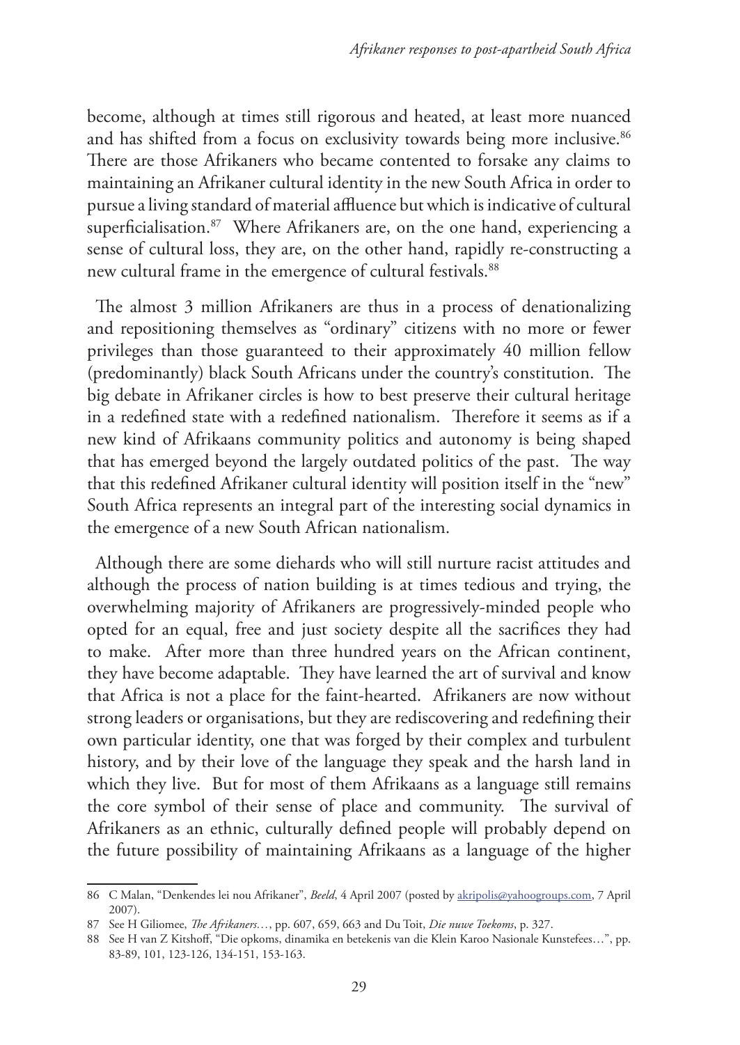become, although at times still rigorous and heated, at least more nuanced and has shifted from a focus on exclusivity towards being more inclusive.[86] There are those Afrikaners who became contented to forsake any claims to maintaining an Afrikaner cultural identity in the new South Africa in order to pursue a living standard of material affluence but which is indicative of cultural superficialisation.[87] Where Afrikaners are, on the one hand, experiencing a sense of cultural loss, they are, on the other hand, rapidly re-constructing a new cultural frame in the emergence of cultural festivals.[88]

The almost 3 million Afrikaners are thus in a process of denationalizing and repositioning themselves as "ordinary" citizens with no more or fewer privileges than those guaranteed to their approximately 40 million fellow (predominantly) black South Africans under the country's constitution. The big debate in Afrikaner circles is how to best preserve their cultural heritage in a redefined state with a redefined nationalism. Therefore it seems as if a new kind of Afrikaans community politics and autonomy is being shaped that has emerged beyond the largely outdated politics of the past. The way that this redefined Afrikaner cultural identity will position itself in the "new" South Africa represents an integral part of the interesting social dynamics in the emergence of a new South African nationalism.

Although there are some diehards who will still nurture racist attitudes and although the process of nation building is at times tedious and trying, the overwhelming majority of Afrikaners are progressively-minded people who opted for an equal, free and just society despite all the sacrifices they had to make. After more than three hundred years on the African continent, they have become adaptable. They have learned the art of survival and know that Africa is not a place for the faint-hearted. Afrikaners are now without strong leaders or organisations, but they are rediscovering and redefining their own particular identity, one that was forged by their complex and turbulent history, and by their love of the language they speak and the harsh land in which they live. But for most of them Afrikaans as a language still remains the core symbol of their sense of place and community. The survival of Afrikaners as an ethnic, culturally defined people will probably depend on the future possibility of maintaining Afrikaans as a language of the higher

---

86 C Malan, "Denkendes lei nou Afrikaner", *Beeld*, 4 April 2007 (posted by akripolis@yahoogroups.com, 7 April 2007).

87 See H Giliomee, *The Afrikaners…*, pp. 607, 659, 663 and Du Toit, *Die nuwe Toekoms*, p. 327.

88 See H van Z Kitshoff, "Die opkoms, dinamika en betekenis van die Klein Karoo Nasionale Kunstefees…", pp. 83-89, 101, 123-126, 134-151, 153-163.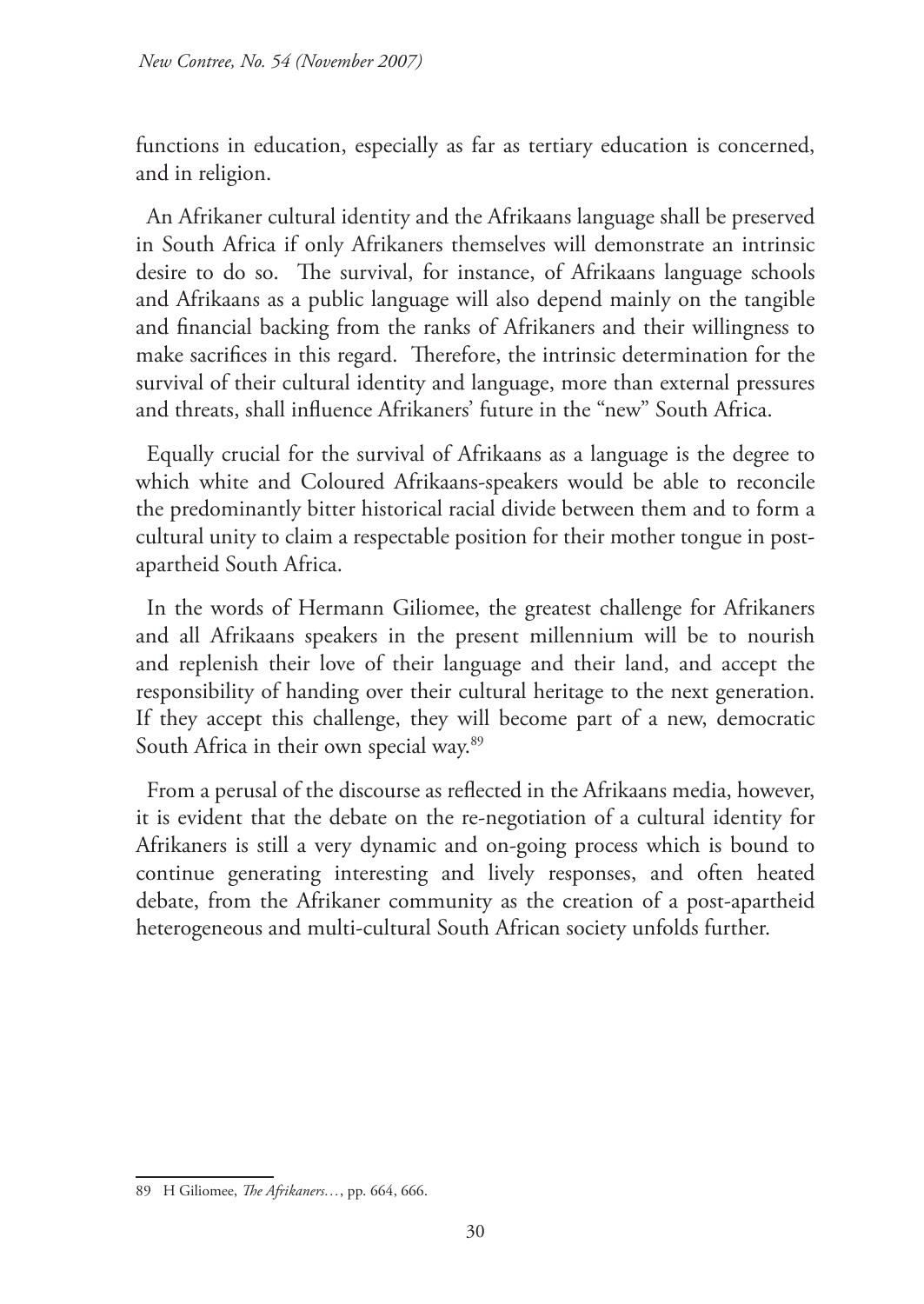functions in education, especially as far as tertiary education is concerned, and in religion.

An Afrikaner cultural identity and the Afrikaans language shall be preserved in South Africa if only Afrikaners themselves will demonstrate an intrinsic desire to do so. The survival, for instance, of Afrikaans language schools and Afrikaans as a public language will also depend mainly on the tangible and financial backing from the ranks of Afrikaners and their willingness to make sacrifices in this regard. Therefore, the intrinsic determination for the survival of their cultural identity and language, more than external pressures and threats, shall influence Afrikaners' future in the "new" South Africa.

Equally crucial for the survival of Afrikaans as a language is the degree to which white and Coloured Afrikaans-speakers would be able to reconcile the predominantly bitter historical racial divide between them and to form a cultural unity to claim a respectable position for their mother tongue in post-apartheid South Africa.

In the words of Hermann Giliomee, the greatest challenge for Afrikaners and all Afrikaans speakers in the present millennium will be to nourish and replenish their love of their language and their land, and accept the responsibility of handing over their cultural heritage to the next generation. If they accept this challenge, they will become part of a new, democratic South Africa in their own special way.[89]

From a perusal of the discourse as reflected in the Afrikaans media, however, it is evident that the debate on the re-negotiation of a cultural identity for Afrikaners is still a very dynamic and on-going process which is bound to continue generating interesting and lively responses, and often heated debate, from the Afrikaner community as the creation of a post-apartheid heterogeneous and multi-cultural South African society unfolds further.

89 H Giliomee, *The Afrikaners…*, pp. 664, 666.